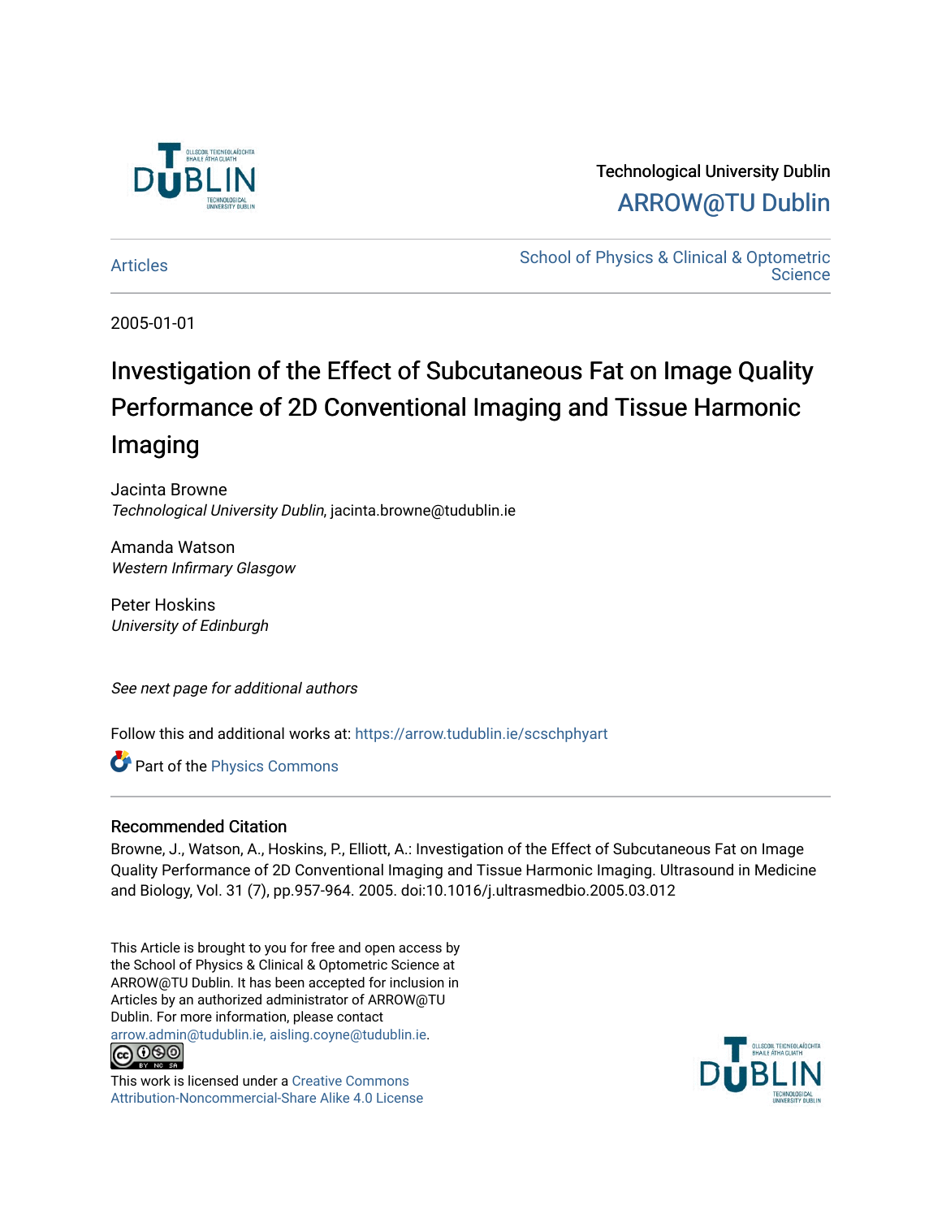Technological University Dublin

ARROW@TU Dublin

Articles

School of Physics & Clinical & Optometric Science

2005-01-01

# Investigation of the Effect of Subcutaneous Fat on Image Quality Performance of 2D Conventional Imaging and Tissue Harmonic Imaging

Jacinta Browne
*Technological University Dublin*, jacinta.browne@tudublin.ie

Amanda Watson
*Western Infirmary Glasgow*

Peter Hoskins
*University of Edinburgh*

*See next page for additional authors*

Follow this and additional works at: https://arrow.tudublin.ie/scschphyart

Part of the Physics Commons

## Recommended Citation

Browne, J., Watson, A., Hoskins, P., Elliott, A.: Investigation of the Effect of Subcutaneous Fat on Image Quality Performance of 2D Conventional Imaging and Tissue Harmonic Imaging. Ultrasound in Medicine and Biology, Vol. 31 (7), pp.957-964. 2005. doi:10.1016/j.ultrasmedbio.2005.03.012

This Article is brought to you for free and open access by the School of Physics & Clinical & Optometric Science at ARROW@TU Dublin. It has been accepted for inclusion in Articles by an authorized administrator of ARROW@TU Dublin. For more information, please contact arrow.admin@tudublin.ie, aisling.coyne@tudublin.ie.

This work is licensed under a Creative Commons Attribution-Noncommercial-Share Alike 4.0 License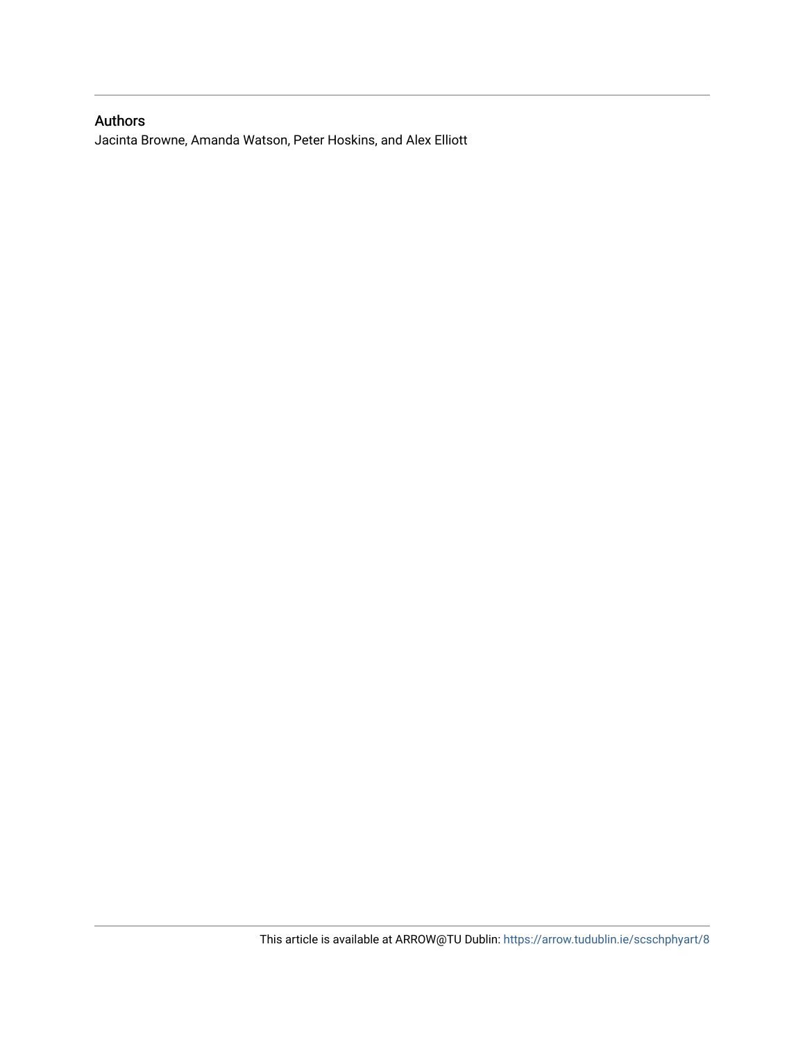## Authors

Jacinta Browne, Amanda Watson, Peter Hoskins, and Alex Elliott

This article is available at ARROW@TU Dublin: https://arrow.tudublin.ie/scschphyart/8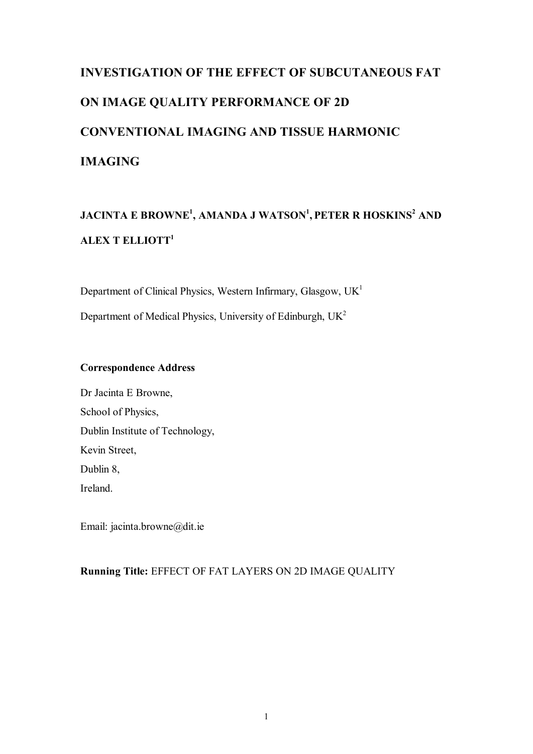# INVESTIGATION OF THE EFFECT OF SUBCUTANEOUS FAT ON IMAGE QUALITY PERFORMANCE OF 2D CONVENTIONAL IMAGING AND TISSUE HARMONIC IMAGING

**JACINTA E BROWNE[1], AMANDA J WATSON[1], PETER R HOSKINS[2] AND ALEX T ELLIOTT[1]**

Department of Clinical Physics, Western Infirmary, Glasgow, UK[1]

Department of Medical Physics, University of Edinburgh, UK[2]

**Correspondence Address**

Dr Jacinta E Browne,
School of Physics,
Dublin Institute of Technology,
Kevin Street,
Dublin 8,
Ireland.

Email: jacinta.browne@dit.ie

**Running Title:** EFFECT OF FAT LAYERS ON 2D IMAGE QUALITY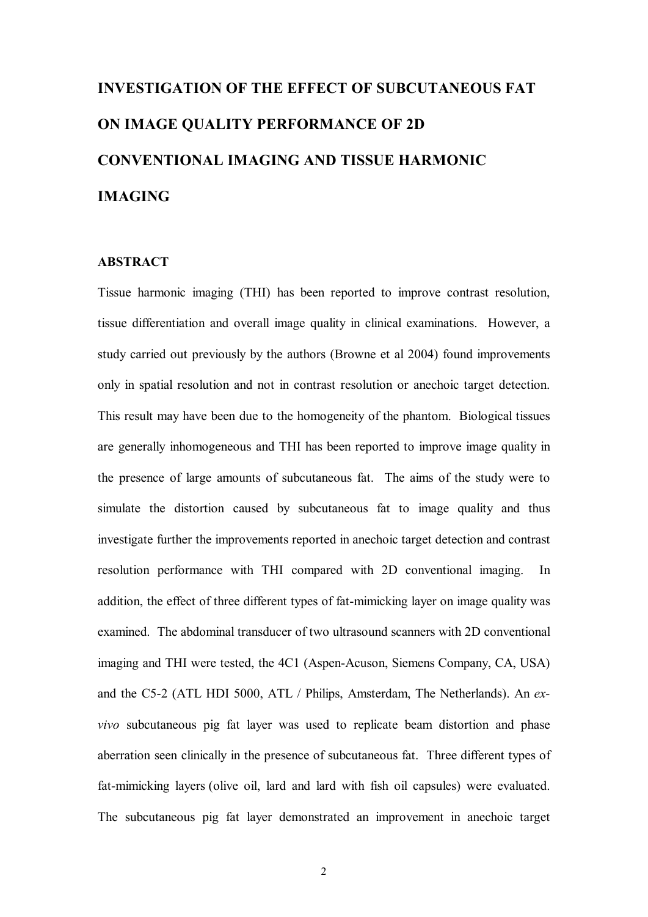# INVESTIGATION OF THE EFFECT OF SUBCUTANEOUS FAT ON IMAGE QUALITY PERFORMANCE OF 2D CONVENTIONAL IMAGING AND TISSUE HARMONIC IMAGING

## ABSTRACT

Tissue harmonic imaging (THI) has been reported to improve contrast resolution, tissue differentiation and overall image quality in clinical examinations. However, a study carried out previously by the authors (Browne et al 2004) found improvements only in spatial resolution and not in contrast resolution or anechoic target detection. This result may have been due to the homogeneity of the phantom. Biological tissues are generally inhomogeneous and THI has been reported to improve image quality in the presence of large amounts of subcutaneous fat. The aims of the study were to simulate the distortion caused by subcutaneous fat to image quality and thus investigate further the improvements reported in anechoic target detection and contrast resolution performance with THI compared with 2D conventional imaging. In addition, the effect of three different types of fat-mimicking layer on image quality was examined. The abdominal transducer of two ultrasound scanners with 2D conventional imaging and THI were tested, the 4C1 (Aspen-Acuson, Siemens Company, CA, USA) and the C5-2 (ATL HDI 5000, ATL / Philips, Amsterdam, The Netherlands). An *ex-vivo* subcutaneous pig fat layer was used to replicate beam distortion and phase aberration seen clinically in the presence of subcutaneous fat. Three different types of fat-mimicking layers (olive oil, lard and lard with fish oil capsules) were evaluated. The subcutaneous pig fat layer demonstrated an improvement in anechoic target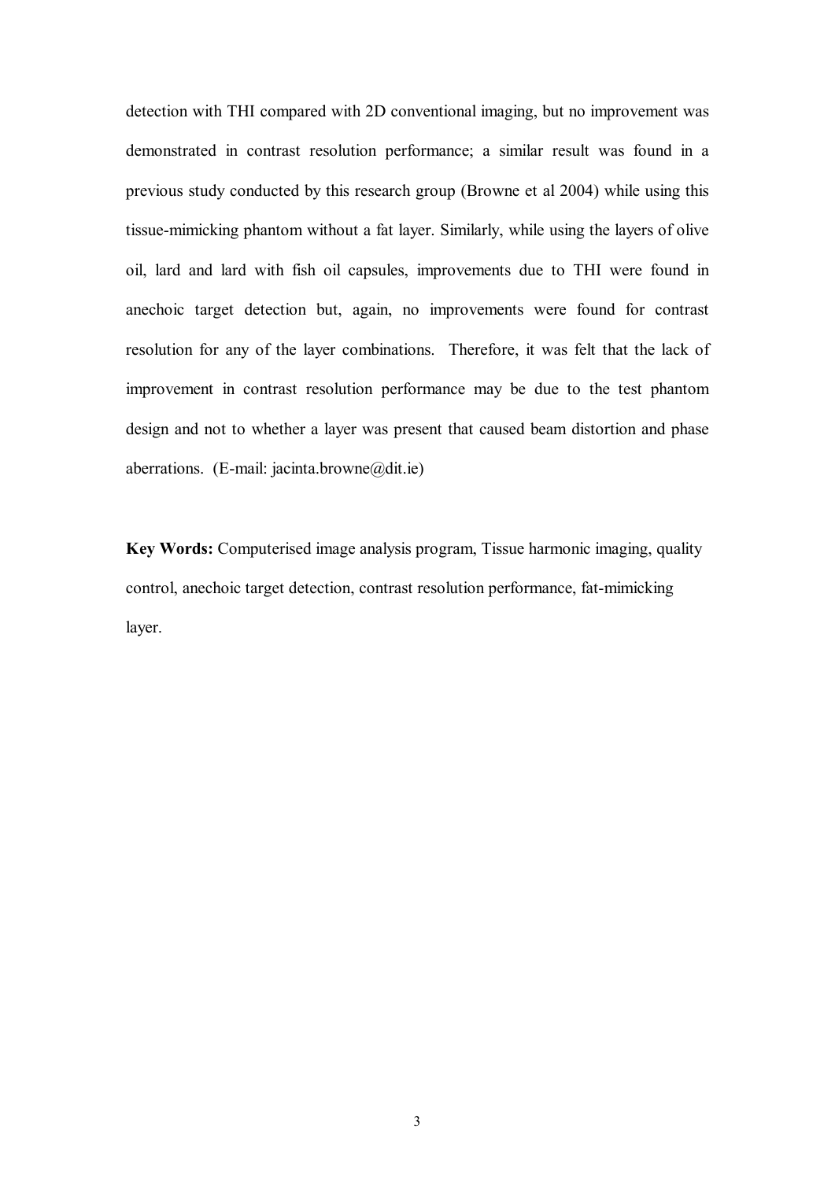detection with THI compared with 2D conventional imaging, but no improvement was demonstrated in contrast resolution performance; a similar result was found in a previous study conducted by this research group (Browne et al 2004) while using this tissue-mimicking phantom without a fat layer. Similarly, while using the layers of olive oil, lard and lard with fish oil capsules, improvements due to THI were found in anechoic target detection but, again, no improvements were found for contrast resolution for any of the layer combinations. Therefore, it was felt that the lack of improvement in contrast resolution performance may be due to the test phantom design and not to whether a layer was present that caused beam distortion and phase aberrations. (E-mail: jacinta.browne@dit.ie)

**Key Words:** Computerised image analysis program, Tissue harmonic imaging, quality control, anechoic target detection, contrast resolution performance, fat-mimicking layer.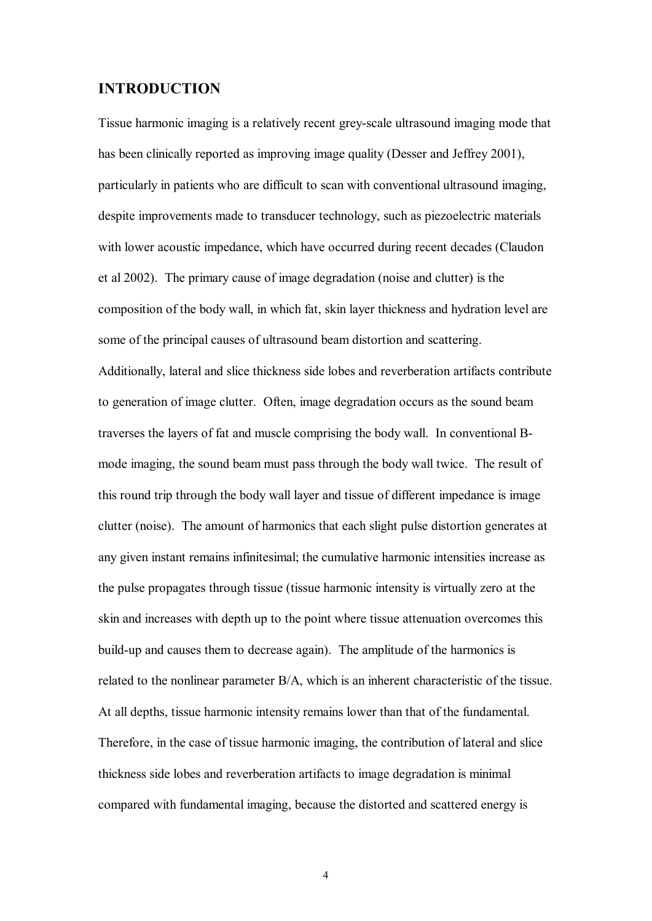## INTRODUCTION

Tissue harmonic imaging is a relatively recent grey-scale ultrasound imaging mode that has been clinically reported as improving image quality (Desser and Jeffrey 2001), particularly in patients who are difficult to scan with conventional ultrasound imaging, despite improvements made to transducer technology, such as piezoelectric materials with lower acoustic impedance, which have occurred during recent decades (Claudon et al 2002). The primary cause of image degradation (noise and clutter) is the composition of the body wall, in which fat, skin layer thickness and hydration level are some of the principal causes of ultrasound beam distortion and scattering. Additionally, lateral and slice thickness side lobes and reverberation artifacts contribute to generation of image clutter. Often, image degradation occurs as the sound beam traverses the layers of fat and muscle comprising the body wall. In conventional B-mode imaging, the sound beam must pass through the body wall twice. The result of this round trip through the body wall layer and tissue of different impedance is image clutter (noise). The amount of harmonics that each slight pulse distortion generates at any given instant remains infinitesimal; the cumulative harmonic intensities increase as the pulse propagates through tissue (tissue harmonic intensity is virtually zero at the skin and increases with depth up to the point where tissue attenuation overcomes this build-up and causes them to decrease again). The amplitude of the harmonics is related to the nonlinear parameter B/A, which is an inherent characteristic of the tissue. At all depths, tissue harmonic intensity remains lower than that of the fundamental. Therefore, in the case of tissue harmonic imaging, the contribution of lateral and slice thickness side lobes and reverberation artifacts to image degradation is minimal compared with fundamental imaging, because the distorted and scattered energy is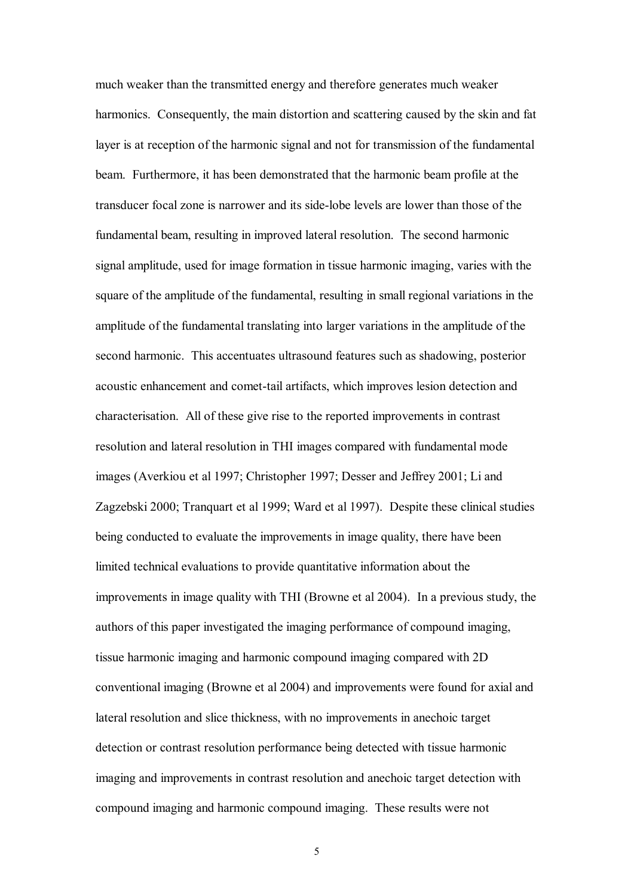much weaker than the transmitted energy and therefore generates much weaker harmonics. Consequently, the main distortion and scattering caused by the skin and fat layer is at reception of the harmonic signal and not for transmission of the fundamental beam. Furthermore, it has been demonstrated that the harmonic beam profile at the transducer focal zone is narrower and its side-lobe levels are lower than those of the fundamental beam, resulting in improved lateral resolution. The second harmonic signal amplitude, used for image formation in tissue harmonic imaging, varies with the square of the amplitude of the fundamental, resulting in small regional variations in the amplitude of the fundamental translating into larger variations in the amplitude of the second harmonic. This accentuates ultrasound features such as shadowing, posterior acoustic enhancement and comet-tail artifacts, which improves lesion detection and characterisation. All of these give rise to the reported improvements in contrast resolution and lateral resolution in THI images compared with fundamental mode images (Averkiou et al 1997; Christopher 1997; Desser and Jeffrey 2001; Li and Zagzebski 2000; Tranquart et al 1999; Ward et al 1997). Despite these clinical studies being conducted to evaluate the improvements in image quality, there have been limited technical evaluations to provide quantitative information about the improvements in image quality with THI (Browne et al 2004). In a previous study, the authors of this paper investigated the imaging performance of compound imaging, tissue harmonic imaging and harmonic compound imaging compared with 2D conventional imaging (Browne et al 2004) and improvements were found for axial and lateral resolution and slice thickness, with no improvements in anechoic target detection or contrast resolution performance being detected with tissue harmonic imaging and improvements in contrast resolution and anechoic target detection with compound imaging and harmonic compound imaging. These results were not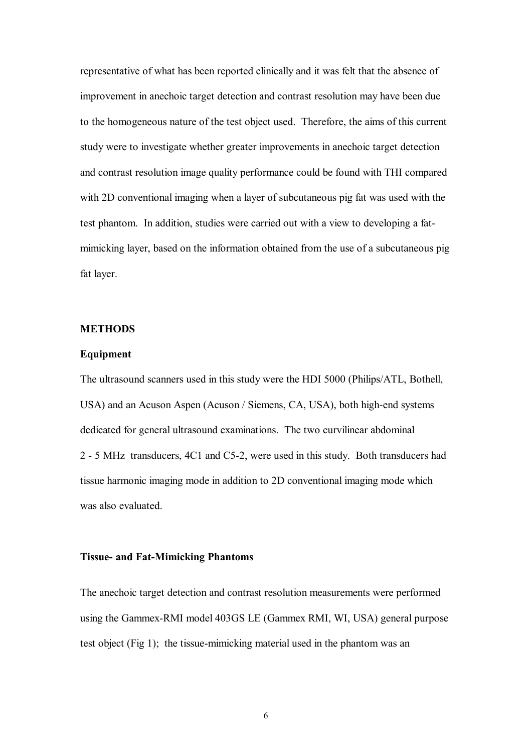representative of what has been reported clinically and it was felt that the absence of improvement in anechoic target detection and contrast resolution may have been due to the homogeneous nature of the test object used. Therefore, the aims of this current study were to investigate whether greater improvements in anechoic target detection and contrast resolution image quality performance could be found with THI compared with 2D conventional imaging when a layer of subcutaneous pig fat was used with the test phantom. In addition, studies were carried out with a view to developing a fat-mimicking layer, based on the information obtained from the use of a subcutaneous pig fat layer.

## METHODS

### Equipment

The ultrasound scanners used in this study were the HDI 5000 (Philips/ATL, Bothell, USA) and an Acuson Aspen (Acuson / Siemens, CA, USA), both high-end systems dedicated for general ultrasound examinations. The two curvilinear abdominal 2 - 5 MHz transducers, 4C1 and C5-2, were used in this study. Both transducers had tissue harmonic imaging mode in addition to 2D conventional imaging mode which was also evaluated.

### Tissue- and Fat-Mimicking Phantoms

The anechoic target detection and contrast resolution measurements were performed using the Gammex-RMI model 403GS LE (Gammex RMI, WI, USA) general purpose test object (Fig 1); the tissue-mimicking material used in the phantom was an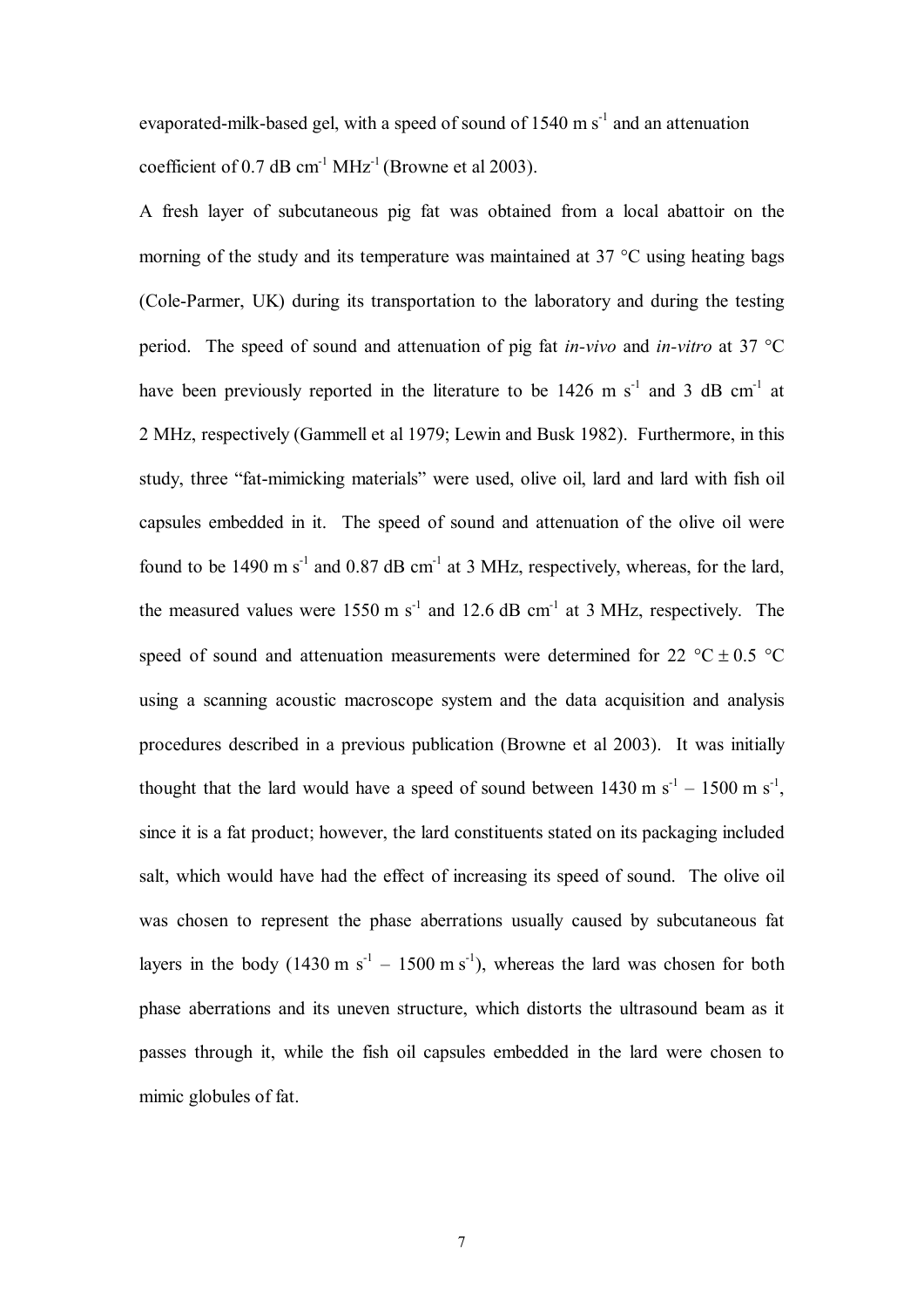evaporated-milk-based gel, with a speed of sound of 1540 m $s^{-1}$ and an attenuation coefficient of 0.7 dB $cm^{-1}$ $MHz^{-1}$ (Browne et al 2003).

A fresh layer of subcutaneous pig fat was obtained from a local abattoir on the morning of the study and its temperature was maintained at 37 °C using heating bags (Cole-Parmer, UK) during its transportation to the laboratory and during the testing period. The speed of sound and attenuation of pig fat *in-vivo* and *in-vitro* at 37 °C have been previously reported in the literature to be 1426 m $s^{-1}$ and 3 dB $cm^{-1}$ at 2 MHz, respectively (Gammell et al 1979; Lewin and Busk 1982). Furthermore, in this study, three "fat-mimicking materials" were used, olive oil, lard and lard with fish oil capsules embedded in it. The speed of sound and attenuation of the olive oil were found to be 1490 m $s^{-1}$ and 0.87 dB $cm^{-1}$ at 3 MHz, respectively, whereas, for the lard, the measured values were 1550 m $s^{-1}$ and 12.6 dB $cm^{-1}$ at 3 MHz, respectively. The speed of sound and attenuation measurements were determined for 22 °C ± 0.5 °C using a scanning acoustic macroscope system and the data acquisition and analysis procedures described in a previous publication (Browne et al 2003). It was initially thought that the lard would have a speed of sound between 1430 m $s^{-1}$ – 1500 m $s^{-1}$, since it is a fat product; however, the lard constituents stated on its packaging included salt, which would have had the effect of increasing its speed of sound. The olive oil was chosen to represent the phase aberrations usually caused by subcutaneous fat layers in the body (1430 m $s^{-1}$ – 1500 m $s^{-1}$), whereas the lard was chosen for both phase aberrations and its uneven structure, which distorts the ultrasound beam as it passes through it, while the fish oil capsules embedded in the lard were chosen to mimic globules of fat.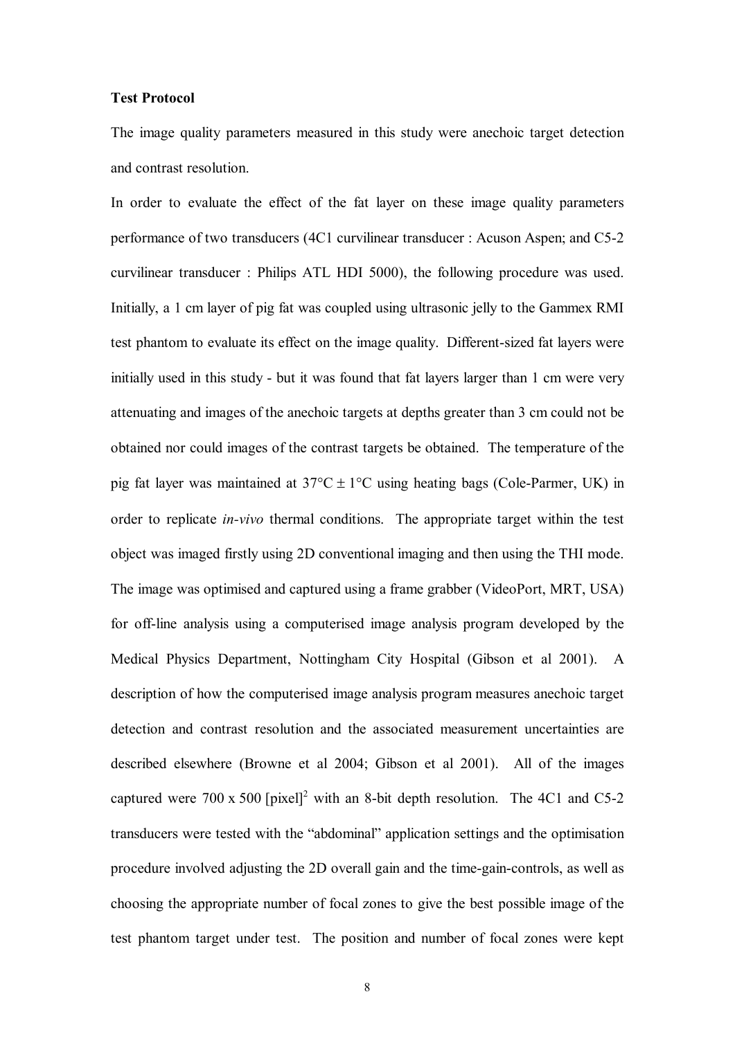**Test Protocol**

The image quality parameters measured in this study were anechoic target detection and contrast resolution.

In order to evaluate the effect of the fat layer on these image quality parameters performance of two transducers (4C1 curvilinear transducer : Acuson Aspen; and C5-2 curvilinear transducer : Philips ATL HDI 5000), the following procedure was used. Initially, a 1 cm layer of pig fat was coupled using ultrasonic jelly to the Gammex RMI test phantom to evaluate its effect on the image quality. Different-sized fat layers were initially used in this study - but it was found that fat layers larger than 1 cm were very attenuating and images of the anechoic targets at depths greater than 3 cm could not be obtained nor could images of the contrast targets be obtained. The temperature of the pig fat layer was maintained at 37°C ± 1°C using heating bags (Cole-Parmer, UK) in order to replicate *in-vivo* thermal conditions. The appropriate target within the test object was imaged firstly using 2D conventional imaging and then using the THI mode. The image was optimised and captured using a frame grabber (VideoPort, MRT, USA) for off-line analysis using a computerised image analysis program developed by the Medical Physics Department, Nottingham City Hospital (Gibson et al 2001). A description of how the computerised image analysis program measures anechoic target detection and contrast resolution and the associated measurement uncertainties are described elsewhere (Browne et al 2004; Gibson et al 2001). All of the images captured were 700 x 500 $[\text{pixel}]^2$ with an 8-bit depth resolution. The 4C1 and C5-2 transducers were tested with the "abdominal" application settings and the optimisation procedure involved adjusting the 2D overall gain and the time-gain-controls, as well as choosing the appropriate number of focal zones to give the best possible image of the test phantom target under test. The position and number of focal zones were kept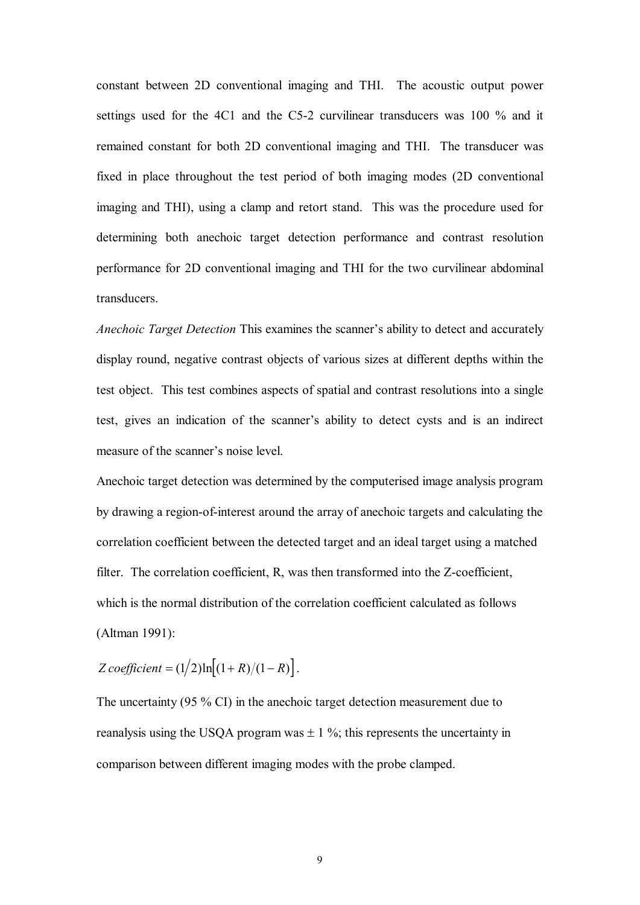constant between 2D conventional imaging and THI. The acoustic output power settings used for the 4C1 and the C5-2 curvilinear transducers was 100 % and it remained constant for both 2D conventional imaging and THI. The transducer was fixed in place throughout the test period of both imaging modes (2D conventional imaging and THI), using a clamp and retort stand. This was the procedure used for determining both anechoic target detection performance and contrast resolution performance for 2D conventional imaging and THI for the two curvilinear abdominal transducers.

*Anechoic Target Detection* This examines the scanner's ability to detect and accurately display round, negative contrast objects of various sizes at different depths within the test object. This test combines aspects of spatial and contrast resolutions into a single test, gives an indication of the scanner's ability to detect cysts and is an indirect measure of the scanner's noise level.

Anechoic target detection was determined by the computerised image analysis program by drawing a region-of-interest around the array of anechoic targets and calculating the correlation coefficient between the detected target and an ideal target using a matched filter. The correlation coefficient, R, was then transformed into the Z-coefficient, which is the normal distribution of the correlation coefficient calculated as follows (Altman 1991):

$$Z\,coefficient = (1/2)\ln\left[(1+R)/(1-R)\right].$$

The uncertainty (95 % CI) in the anechoic target detection measurement due to reanalysis using the USQA program was ± 1 %; this represents the uncertainty in comparison between different imaging modes with the probe clamped.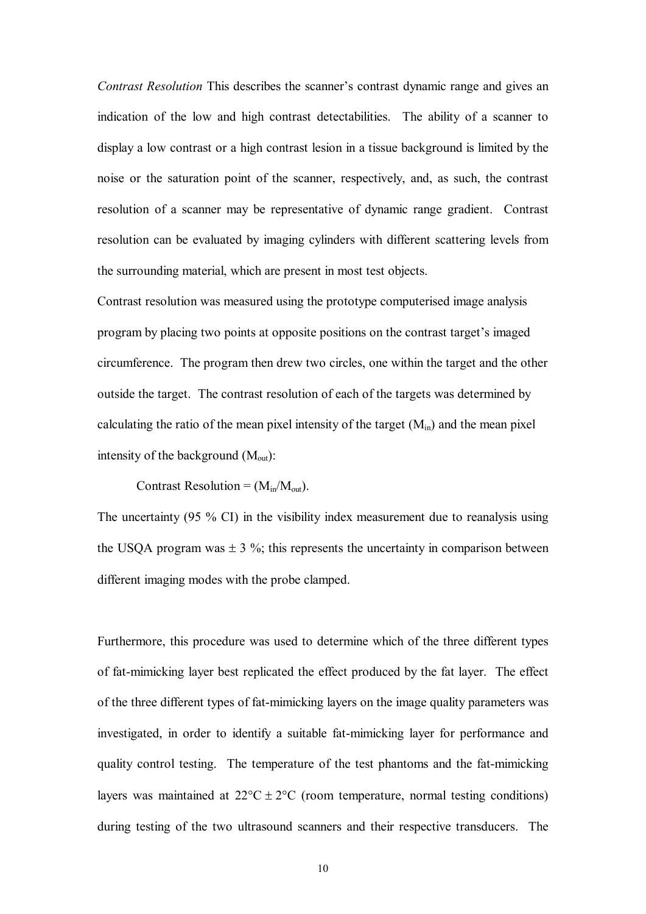*Contrast Resolution* This describes the scanner's contrast dynamic range and gives an indication of the low and high contrast detectabilities. The ability of a scanner to display a low contrast or a high contrast lesion in a tissue background is limited by the noise or the saturation point of the scanner, respectively, and, as such, the contrast resolution of a scanner may be representative of dynamic range gradient. Contrast resolution can be evaluated by imaging cylinders with different scattering levels from the surrounding material, which are present in most test objects.

Contrast resolution was measured using the prototype computerised image analysis program by placing two points at opposite positions on the contrast target's imaged circumference. The program then drew two circles, one within the target and the other outside the target. The contrast resolution of each of the targets was determined by calculating the ratio of the mean pixel intensity of the target ($M_{in}$) and the mean pixel intensity of the background ($M_{out}$):

Contrast Resolution = $(M_{in}/M_{out})$.

The uncertainty (95 % CI) in the visibility index measurement due to reanalysis using the USQA program was ± 3 %; this represents the uncertainty in comparison between different imaging modes with the probe clamped.

Furthermore, this procedure was used to determine which of the three different types of fat-mimicking layer best replicated the effect produced by the fat layer. The effect of the three different types of fat-mimicking layers on the image quality parameters was investigated, in order to identify a suitable fat-mimicking layer for performance and quality control testing. The temperature of the test phantoms and the fat-mimicking layers was maintained at 22°C ± 2°C (room temperature, normal testing conditions) during testing of the two ultrasound scanners and their respective transducers. The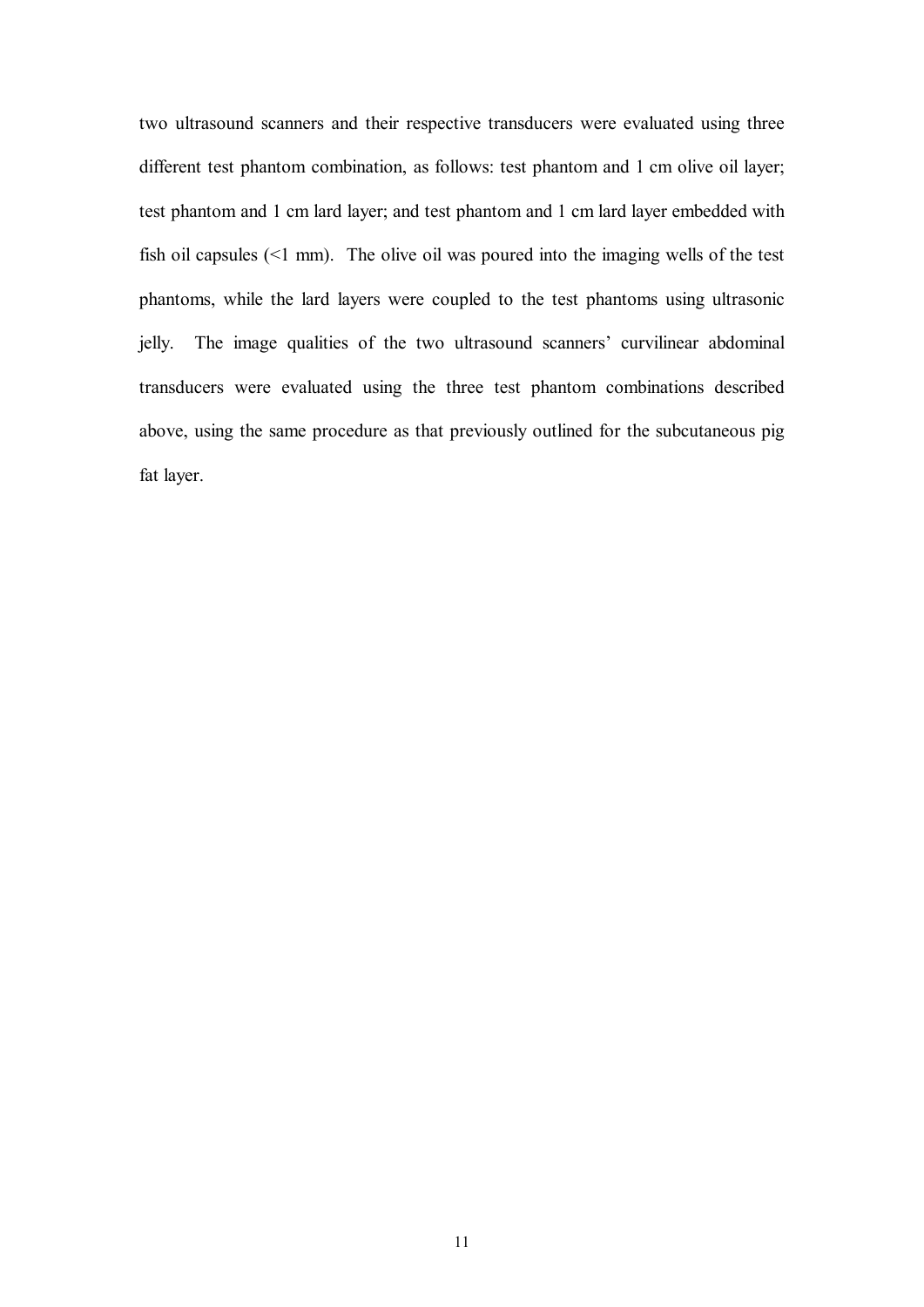two ultrasound scanners and their respective transducers were evaluated using three different test phantom combination, as follows: test phantom and 1 cm olive oil layer; test phantom and 1 cm lard layer; and test phantom and 1 cm lard layer embedded with fish oil capsules (<1 mm). The olive oil was poured into the imaging wells of the test phantoms, while the lard layers were coupled to the test phantoms using ultrasonic jelly. The image qualities of the two ultrasound scanners' curvilinear abdominal transducers were evaluated using the three test phantom combinations described above, using the same procedure as that previously outlined for the subcutaneous pig fat layer.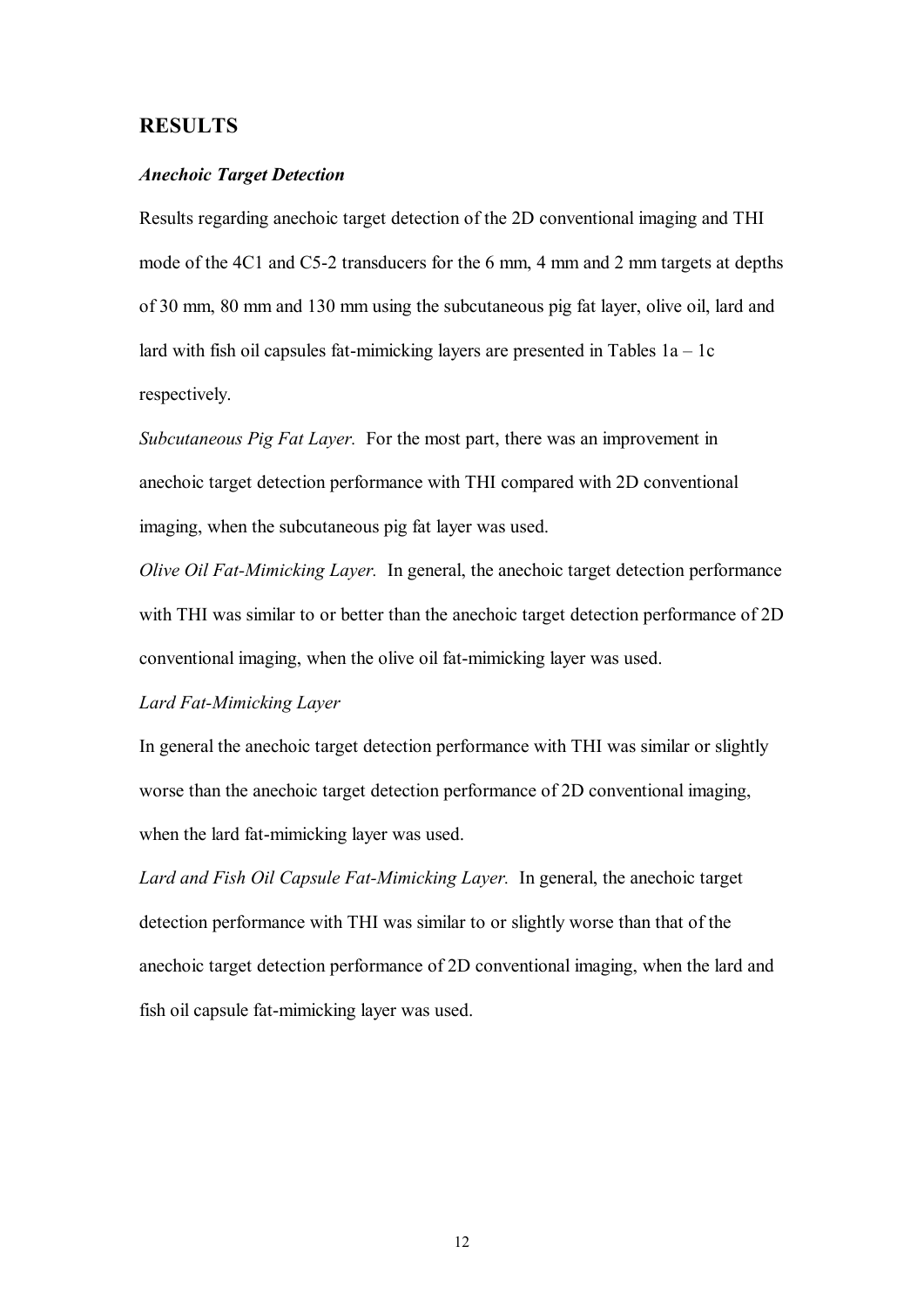## RESULTS

***Anechoic Target Detection***

Results regarding anechoic target detection of the 2D conventional imaging and THI mode of the 4C1 and C5-2 transducers for the 6 mm, 4 mm and 2 mm targets at depths of 30 mm, 80 mm and 130 mm using the subcutaneous pig fat layer, olive oil, lard and lard with fish oil capsules fat-mimicking layers are presented in Tables 1a – 1c respectively.

*Subcutaneous Pig Fat Layer.* For the most part, there was an improvement in anechoic target detection performance with THI compared with 2D conventional imaging, when the subcutaneous pig fat layer was used.

*Olive Oil Fat-Mimicking Layer.* In general, the anechoic target detection performance with THI was similar to or better than the anechoic target detection performance of 2D conventional imaging, when the olive oil fat-mimicking layer was used.

*Lard Fat-Mimicking Layer*

In general the anechoic target detection performance with THI was similar or slightly worse than the anechoic target detection performance of 2D conventional imaging, when the lard fat-mimicking layer was used.

*Lard and Fish Oil Capsule Fat-Mimicking Layer.* In general, the anechoic target detection performance with THI was similar to or slightly worse than that of the anechoic target detection performance of 2D conventional imaging, when the lard and fish oil capsule fat-mimicking layer was used.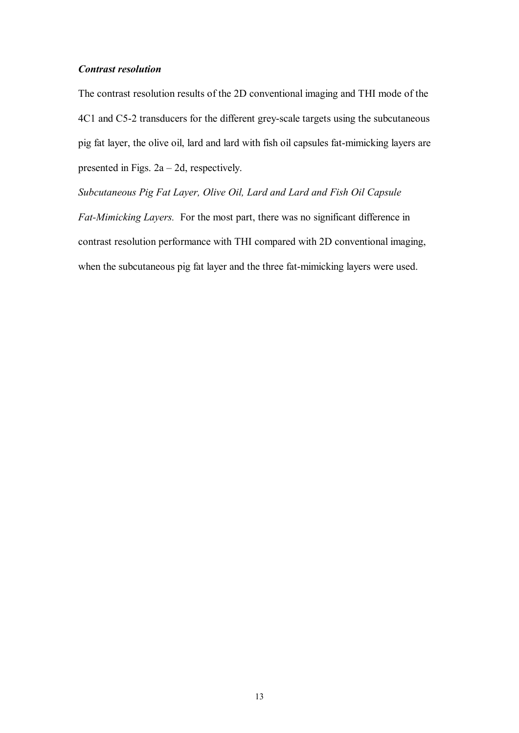***Contrast resolution***

The contrast resolution results of the 2D conventional imaging and THI mode of the 4C1 and C5-2 transducers for the different grey-scale targets using the subcutaneous pig fat layer, the olive oil, lard and lard with fish oil capsules fat-mimicking layers are presented in Figs. 2a – 2d, respectively.

*Subcutaneous Pig Fat Layer, Olive Oil, Lard and Lard and Fish Oil Capsule Fat-Mimicking Layers.* For the most part, there was no significant difference in contrast resolution performance with THI compared with 2D conventional imaging, when the subcutaneous pig fat layer and the three fat-mimicking layers were used.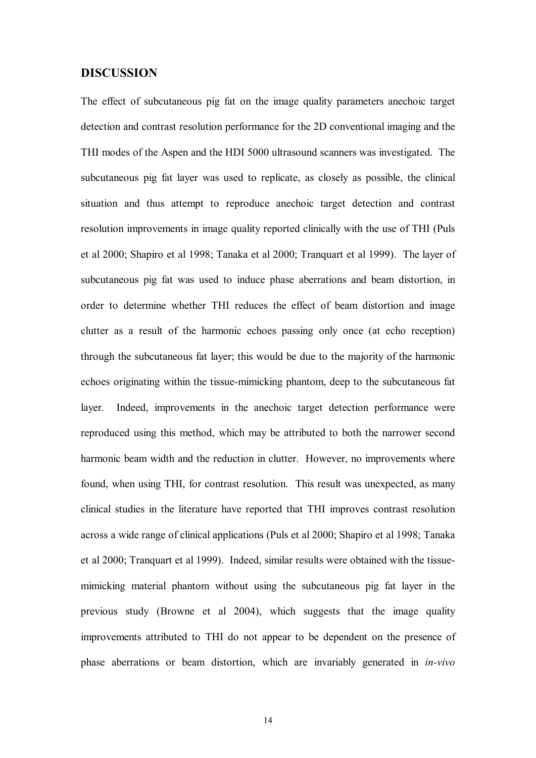## DISCUSSION

The effect of subcutaneous pig fat on the image quality parameters anechoic target detection and contrast resolution performance for the 2D conventional imaging and the THI modes of the Aspen and the HDI 5000 ultrasound scanners was investigated. The subcutaneous pig fat layer was used to replicate, as closely as possible, the clinical situation and thus attempt to reproduce anechoic target detection and contrast resolution improvements in image quality reported clinically with the use of THI (Puls et al 2000; Shapiro et al 1998; Tanaka et al 2000; Tranquart et al 1999). The layer of subcutaneous pig fat was used to induce phase aberrations and beam distortion, in order to determine whether THI reduces the effect of beam distortion and image clutter as a result of the harmonic echoes passing only once (at echo reception) through the subcutaneous fat layer; this would be due to the majority of the harmonic echoes originating within the tissue-mimicking phantom, deep to the subcutaneous fat layer. Indeed, improvements in the anechoic target detection performance were reproduced using this method, which may be attributed to both the narrower second harmonic beam width and the reduction in clutter. However, no improvements where found, when using THI, for contrast resolution. This result was unexpected, as many clinical studies in the literature have reported that THI improves contrast resolution across a wide range of clinical applications (Puls et al 2000; Shapiro et al 1998; Tanaka et al 2000; Tranquart et al 1999). Indeed, similar results were obtained with the tissue-mimicking material phantom without using the subcutaneous pig fat layer in the previous study (Browne et al 2004), which suggests that the image quality improvements attributed to THI do not appear to be dependent on the presence of phase aberrations or beam distortion, which are invariably generated in *in-vivo*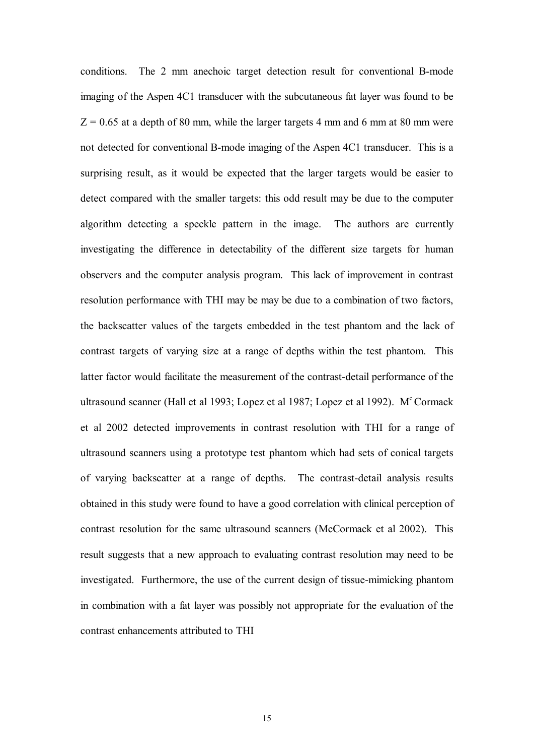conditions. The 2 mm anechoic target detection result for conventional B-mode imaging of the Aspen 4C1 transducer with the subcutaneous fat layer was found to be $Z = 0.65$ at a depth of 80 mm, while the larger targets 4 mm and 6 mm at 80 mm were not detected for conventional B-mode imaging of the Aspen 4C1 transducer. This is a surprising result, as it would be expected that the larger targets would be easier to detect compared with the smaller targets: this odd result may be due to the computer algorithm detecting a speckle pattern in the image. The authors are currently investigating the difference in detectability of the different size targets for human observers and the computer analysis program. This lack of improvement in contrast resolution performance with THI may be may be due to a combination of two factors, the backscatter values of the targets embedded in the test phantom and the lack of contrast targets of varying size at a range of depths within the test phantom. This latter factor would facilitate the measurement of the contrast-detail performance of the ultrasound scanner (Hall et al 1993; Lopez et al 1987; Lopez et al 1992). M[c] Cormack et al 2002 detected improvements in contrast resolution with THI for a range of ultrasound scanners using a prototype test phantom which had sets of conical targets of varying backscatter at a range of depths. The contrast-detail analysis results obtained in this study were found to have a good correlation with clinical perception of contrast resolution for the same ultrasound scanners (McCormack et al 2002). This result suggests that a new approach to evaluating contrast resolution may need to be investigated. Furthermore, the use of the current design of tissue-mimicking phantom in combination with a fat layer was possibly not appropriate for the evaluation of the contrast enhancements attributed to THI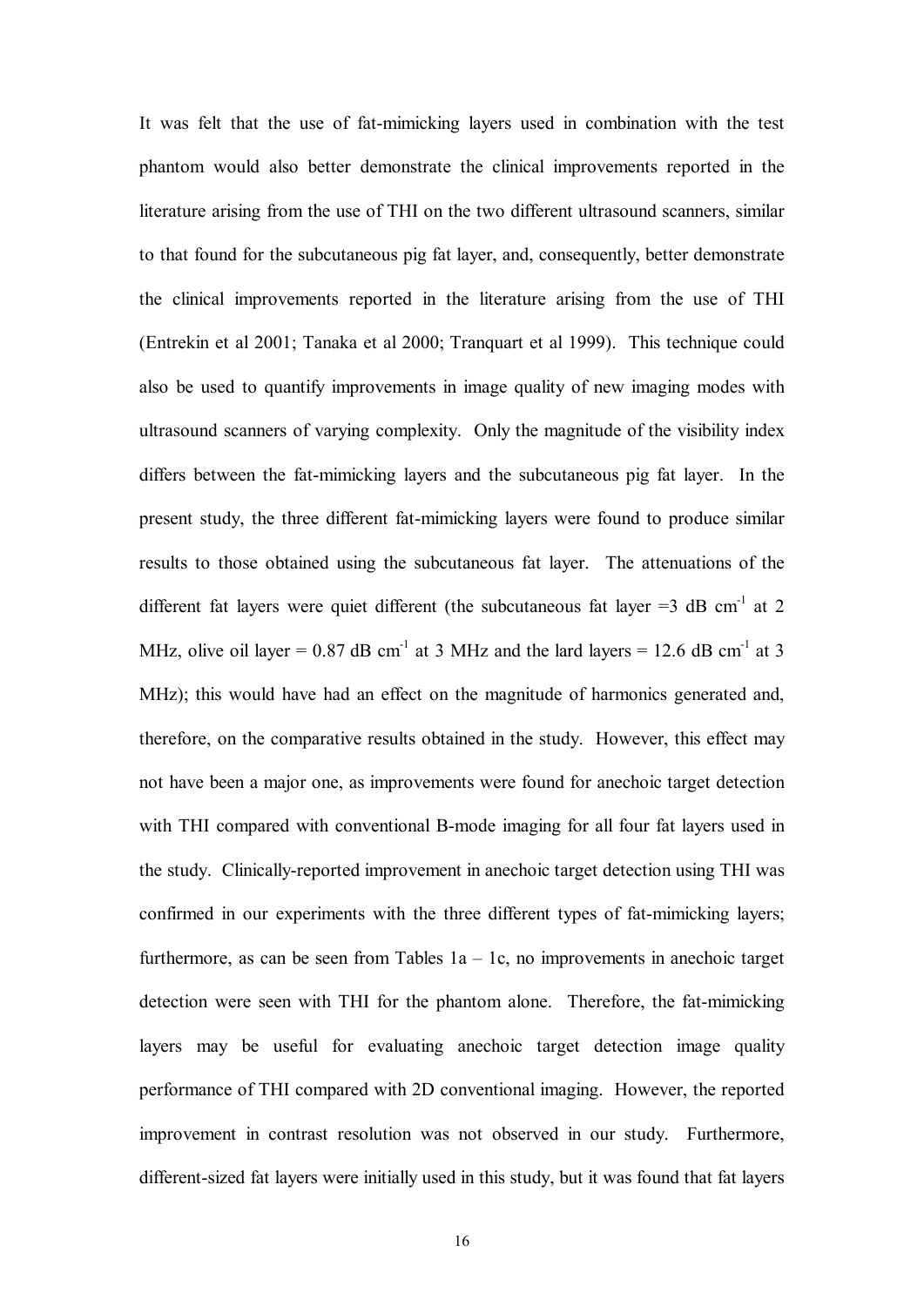It was felt that the use of fat-mimicking layers used in combination with the test phantom would also better demonstrate the clinical improvements reported in the literature arising from the use of THI on the two different ultrasound scanners, similar to that found for the subcutaneous pig fat layer, and, consequently, better demonstrate the clinical improvements reported in the literature arising from the use of THI (Entrekin et al 2001; Tanaka et al 2000; Tranquart et al 1999). This technique could also be used to quantify improvements in image quality of new imaging modes with ultrasound scanners of varying complexity. Only the magnitude of the visibility index differs between the fat-mimicking layers and the subcutaneous pig fat layer. In the present study, the three different fat-mimicking layers were found to produce similar results to those obtained using the subcutaneous fat layer. The attenuations of the different fat layers were quiet different (the subcutaneous fat layer =3 dB cm$^{-1}$ at 2 MHz, olive oil layer = 0.87 dB cm$^{-1}$ at 3 MHz and the lard layers = 12.6 dB cm$^{-1}$ at 3 MHz); this would have had an effect on the magnitude of harmonics generated and, therefore, on the comparative results obtained in the study. However, this effect may not have been a major one, as improvements were found for anechoic target detection with THI compared with conventional B-mode imaging for all four fat layers used in the study. Clinically-reported improvement in anechoic target detection using THI was confirmed in our experiments with the three different types of fat-mimicking layers; furthermore, as can be seen from Tables 1a – 1c, no improvements in anechoic target detection were seen with THI for the phantom alone. Therefore, the fat-mimicking layers may be useful for evaluating anechoic target detection image quality performance of THI compared with 2D conventional imaging. However, the reported improvement in contrast resolution was not observed in our study. Furthermore, different-sized fat layers were initially used in this study, but it was found that fat layers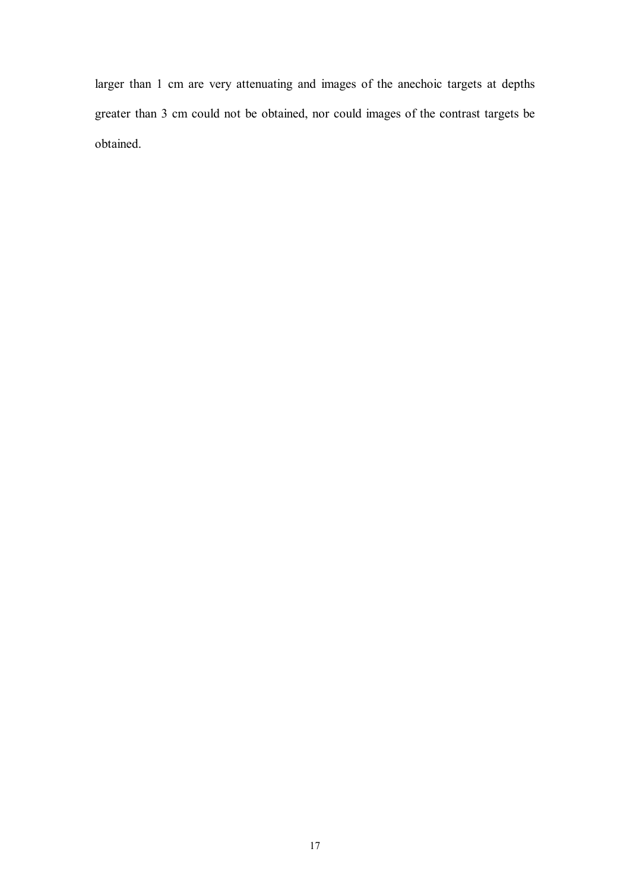larger than 1 cm are very attenuating and images of the anechoic targets at depths greater than 3 cm could not be obtained, nor could images of the contrast targets be obtained.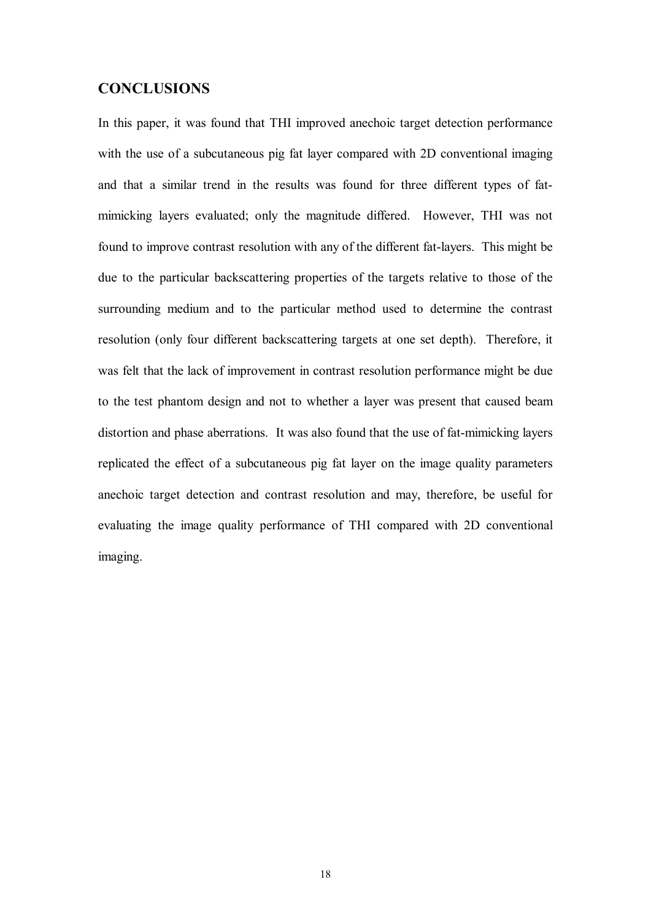## CONCLUSIONS

In this paper, it was found that THI improved anechoic target detection performance with the use of a subcutaneous pig fat layer compared with 2D conventional imaging and that a similar trend in the results was found for three different types of fat-mimicking layers evaluated; only the magnitude differed. However, THI was not found to improve contrast resolution with any of the different fat-layers. This might be due to the particular backscattering properties of the targets relative to those of the surrounding medium and to the particular method used to determine the contrast resolution (only four different backscattering targets at one set depth). Therefore, it was felt that the lack of improvement in contrast resolution performance might be due to the test phantom design and not to whether a layer was present that caused beam distortion and phase aberrations. It was also found that the use of fat-mimicking layers replicated the effect of a subcutaneous pig fat layer on the image quality parameters anechoic target detection and contrast resolution and may, therefore, be useful for evaluating the image quality performance of THI compared with 2D conventional imaging.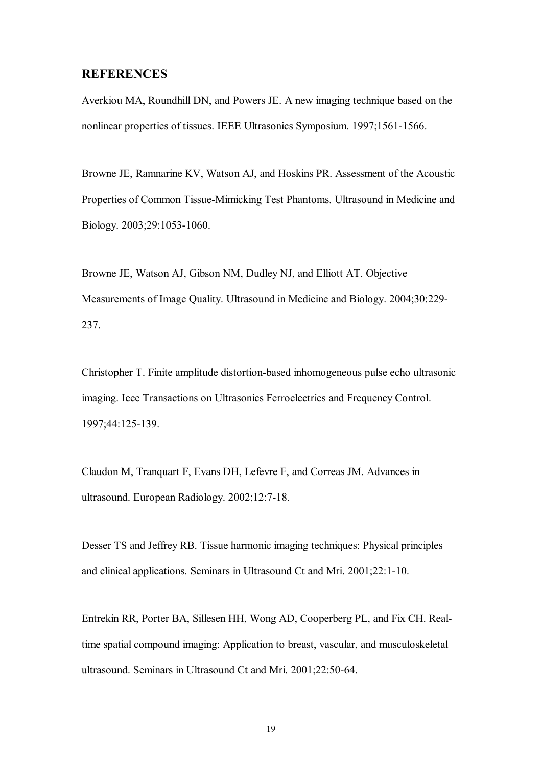## REFERENCES

Averkiou MA, Roundhill DN, and Powers JE. A new imaging technique based on the nonlinear properties of tissues. IEEE Ultrasonics Symposium. 1997;1561-1566.

Browne JE, Ramnarine KV, Watson AJ, and Hoskins PR. Assessment of the Acoustic Properties of Common Tissue-Mimicking Test Phantoms. Ultrasound in Medicine and Biology. 2003;29:1053-1060.

Browne JE, Watson AJ, Gibson NM, Dudley NJ, and Elliott AT. Objective Measurements of Image Quality. Ultrasound in Medicine and Biology. 2004;30:229-237.

Christopher T. Finite amplitude distortion-based inhomogeneous pulse echo ultrasonic imaging. Ieee Transactions on Ultrasonics Ferroelectrics and Frequency Control. 1997;44:125-139.

Claudon M, Tranquart F, Evans DH, Lefevre F, and Correas JM. Advances in ultrasound. European Radiology. 2002;12:7-18.

Desser TS and Jeffrey RB. Tissue harmonic imaging techniques: Physical principles and clinical applications. Seminars in Ultrasound Ct and Mri. 2001;22:1-10.

Entrekin RR, Porter BA, Sillesen HH, Wong AD, Cooperberg PL, and Fix CH. Real-time spatial compound imaging: Application to breast, vascular, and musculoskeletal ultrasound. Seminars in Ultrasound Ct and Mri. 2001;22:50-64.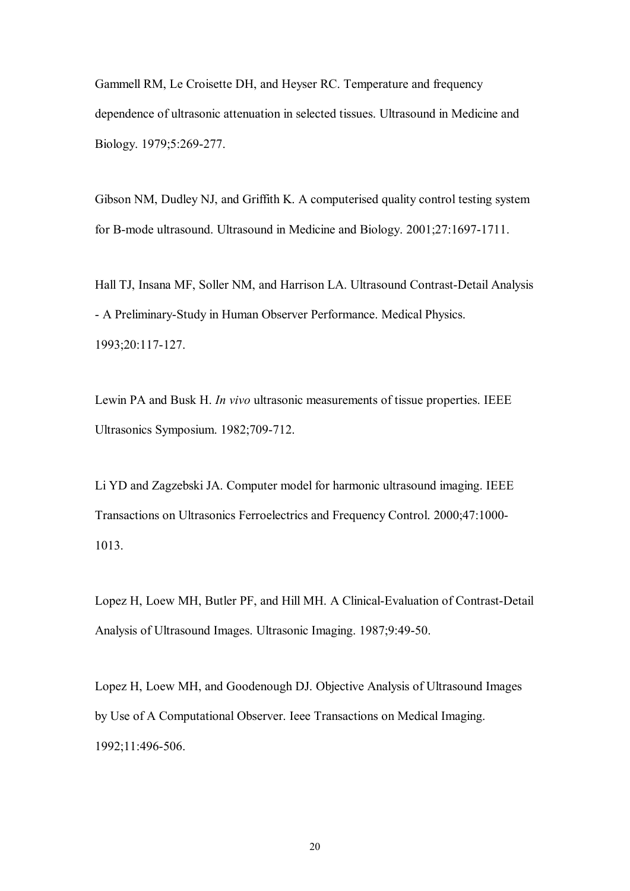Gammell RM, Le Croisette DH, and Heyser RC. Temperature and frequency dependence of ultrasonic attenuation in selected tissues. Ultrasound in Medicine and Biology. 1979;5:269-277.

Gibson NM, Dudley NJ, and Griffith K. A computerised quality control testing system for B-mode ultrasound. Ultrasound in Medicine and Biology. 2001;27:1697-1711.

Hall TJ, Insana MF, Soller NM, and Harrison LA. Ultrasound Contrast-Detail Analysis - A Preliminary-Study in Human Observer Performance. Medical Physics. 1993;20:117-127.

Lewin PA and Busk H. *In vivo* ultrasonic measurements of tissue properties. IEEE Ultrasonics Symposium. 1982;709-712.

Li YD and Zagzebski JA. Computer model for harmonic ultrasound imaging. IEEE Transactions on Ultrasonics Ferroelectrics and Frequency Control. 2000;47:1000-1013.

Lopez H, Loew MH, Butler PF, and Hill MH. A Clinical-Evaluation of Contrast-Detail Analysis of Ultrasound Images. Ultrasonic Imaging. 1987;9:49-50.

Lopez H, Loew MH, and Goodenough DJ. Objective Analysis of Ultrasound Images by Use of A Computational Observer. Ieee Transactions on Medical Imaging. 1992;11:496-506.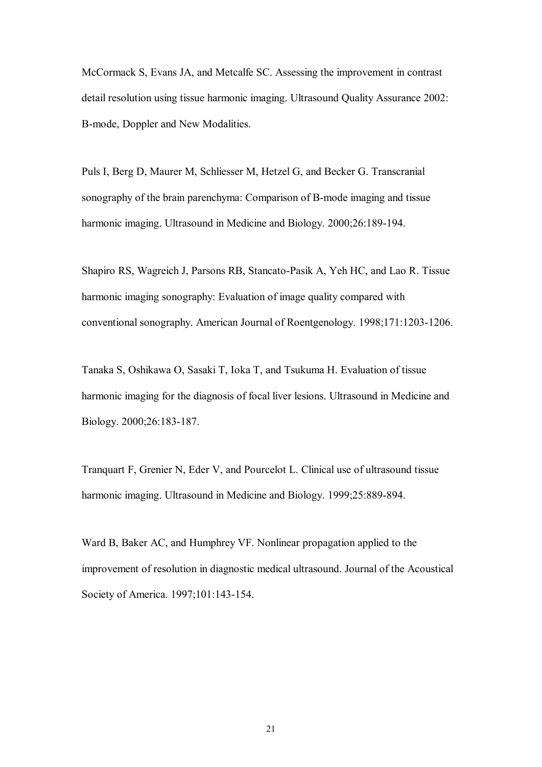McCormack S, Evans JA, and Metcalfe SC. Assessing the improvement in contrast detail resolution using tissue harmonic imaging. Ultrasound Quality Assurance 2002: B-mode, Doppler and New Modalities.

Puls I, Berg D, Maurer M, Schliesser M, Hetzel G, and Becker G. Transcranial sonography of the brain parenchyma: Comparison of B-mode imaging and tissue harmonic imaging. Ultrasound in Medicine and Biology. 2000;26:189-194.

Shapiro RS, Wagreich J, Parsons RB, Stancato-Pasik A, Yeh HC, and Lao R. Tissue harmonic imaging sonography: Evaluation of image quality compared with conventional sonography. American Journal of Roentgenology. 1998;171:1203-1206.

Tanaka S, Oshikawa O, Sasaki T, Ioka T, and Tsukuma H. Evaluation of tissue harmonic imaging for the diagnosis of focal liver lesions. Ultrasound in Medicine and Biology. 2000;26:183-187.

Tranquart F, Grenier N, Eder V, and Pourcelot L. Clinical use of ultrasound tissue harmonic imaging. Ultrasound in Medicine and Biology. 1999;25:889-894.

Ward B, Baker AC, and Humphrey VF. Nonlinear propagation applied to the improvement of resolution in diagnostic medical ultrasound. Journal of the Acoustical Society of America. 1997;101:143-154.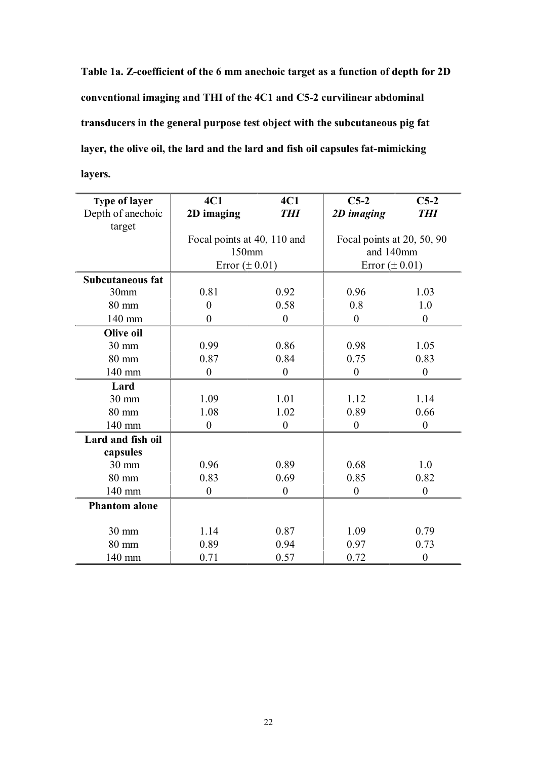**Table 1a. Z-coefficient of the 6 mm anechoic target as a function of depth for 2D conventional imaging and THI of the 4C1 and C5-2 curvilinear abdominal transducers in the general purpose test object with the subcutaneous pig fat layer, the olive oil, the lard and the lard and fish oil capsules fat-mimicking layers.**

| **Type of layer** Depth of anechoic target | **4C1** **2D imaging** | **4C1** ***THI*** | **C5-2** ***2D imaging*** | **C5-2** ***THI*** |
|---|---|---|---|---|
| | Focal points at 40, 110 and 150mm Error (± 0.01) | | Focal points at 20, 50, 90 and 140mm Error (± 0.01) | |
| **Subcutaneous fat** | | | | |
| 30mm | 0.81 | 0.92 | 0.96 | 1.03 |
| 80 mm | 0 | 0.58 | 0.8 | 1.0 |
| 140 mm | 0 | 0 | 0 | 0 |
| **Olive oil** | | | | |
| 30 mm | 0.99 | 0.86 | 0.98 | 1.05 |
| 80 mm | 0.87 | 0.84 | 0.75 | 0.83 |
| 140 mm | 0 | 0 | 0 | 0 |
| **Lard** | | | | |
| 30 mm | 1.09 | 1.01 | 1.12 | 1.14 |
| 80 mm | 1.08 | 1.02 | 0.89 | 0.66 |
| 140 mm | 0 | 0 | 0 | 0 |
| **Lard and fish oil capsules** | | | | |
| 30 mm | 0.96 | 0.89 | 0.68 | 1.0 |
| 80 mm | 0.83 | 0.69 | 0.85 | 0.82 |
| 140 mm | 0 | 0 | 0 | 0 |
| **Phantom alone** | | | | |
| 30 mm | 1.14 | 0.87 | 1.09 | 0.79 |
| 80 mm | 0.89 | 0.94 | 0.97 | 0.73 |
| 140 mm | 0.71 | 0.57 | 0.72 | 0 |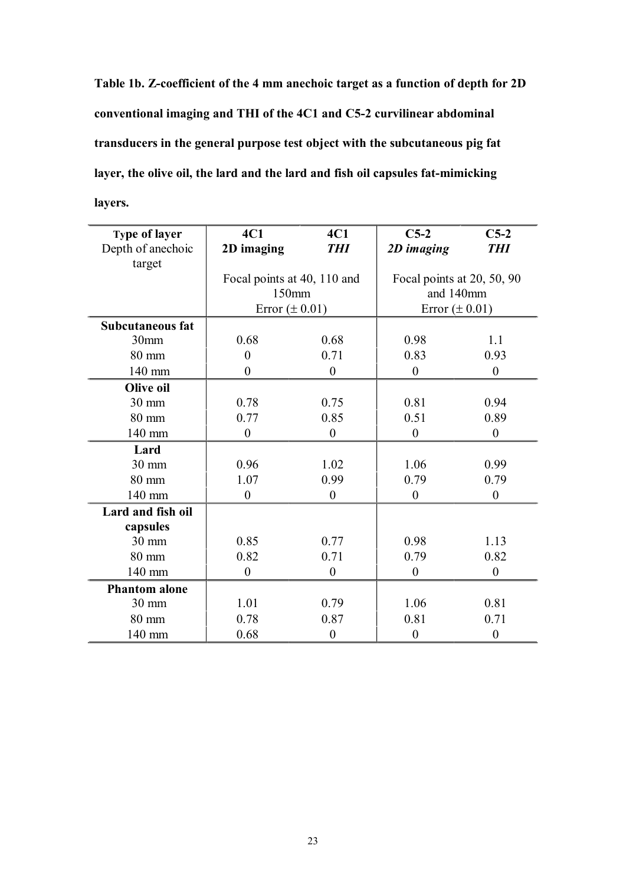**Table 1b. Z-coefficient of the 4 mm anechoic target as a function of depth for 2D conventional imaging and THI of the 4C1 and C5-2 curvilinear abdominal transducers in the general purpose test object with the subcutaneous pig fat layer, the olive oil, the lard and the lard and fish oil capsules fat-mimicking layers.**

| **Type of layer** Depth of anechoic target | **4C1 2D imaging** | **4C1 *THI*** | **C5-2 *2D imaging*** | **C5-2 *THI*** |
|---|---|---|---|---|
| | Focal points at 40, 110 and 150mm Error (± 0.01) | | Focal points at 20, 50, 90 and 140mm Error (± 0.01) | |
| **Subcutaneous fat** | | | | |
| 30mm | 0.68 | 0.68 | 0.98 | 1.1 |
| 80 mm | 0 | 0.71 | 0.83 | 0.93 |
| 140 mm | 0 | 0 | 0 | 0 |
| **Olive oil** | | | | |
| 30 mm | 0.78 | 0.75 | 0.81 | 0.94 |
| 80 mm | 0.77 | 0.85 | 0.51 | 0.89 |
| 140 mm | 0 | 0 | 0 | 0 |
| **Lard** | | | | |
| 30 mm | 0.96 | 1.02 | 1.06 | 0.99 |
| 80 mm | 1.07 | 0.99 | 0.79 | 0.79 |
| 140 mm | 0 | 0 | 0 | 0 |
| **Lard and fish oil capsules** | | | | |
| 30 mm | 0.85 | 0.77 | 0.98 | 1.13 |
| 80 mm | 0.82 | 0.71 | 0.79 | 0.82 |
| 140 mm | 0 | 0 | 0 | 0 |
| **Phantom alone** | | | | |
| 30 mm | 1.01 | 0.79 | 1.06 | 0.81 |
| 80 mm | 0.78 | 0.87 | 0.81 | 0.71 |
| 140 mm | 0.68 | 0 | 0 | 0 |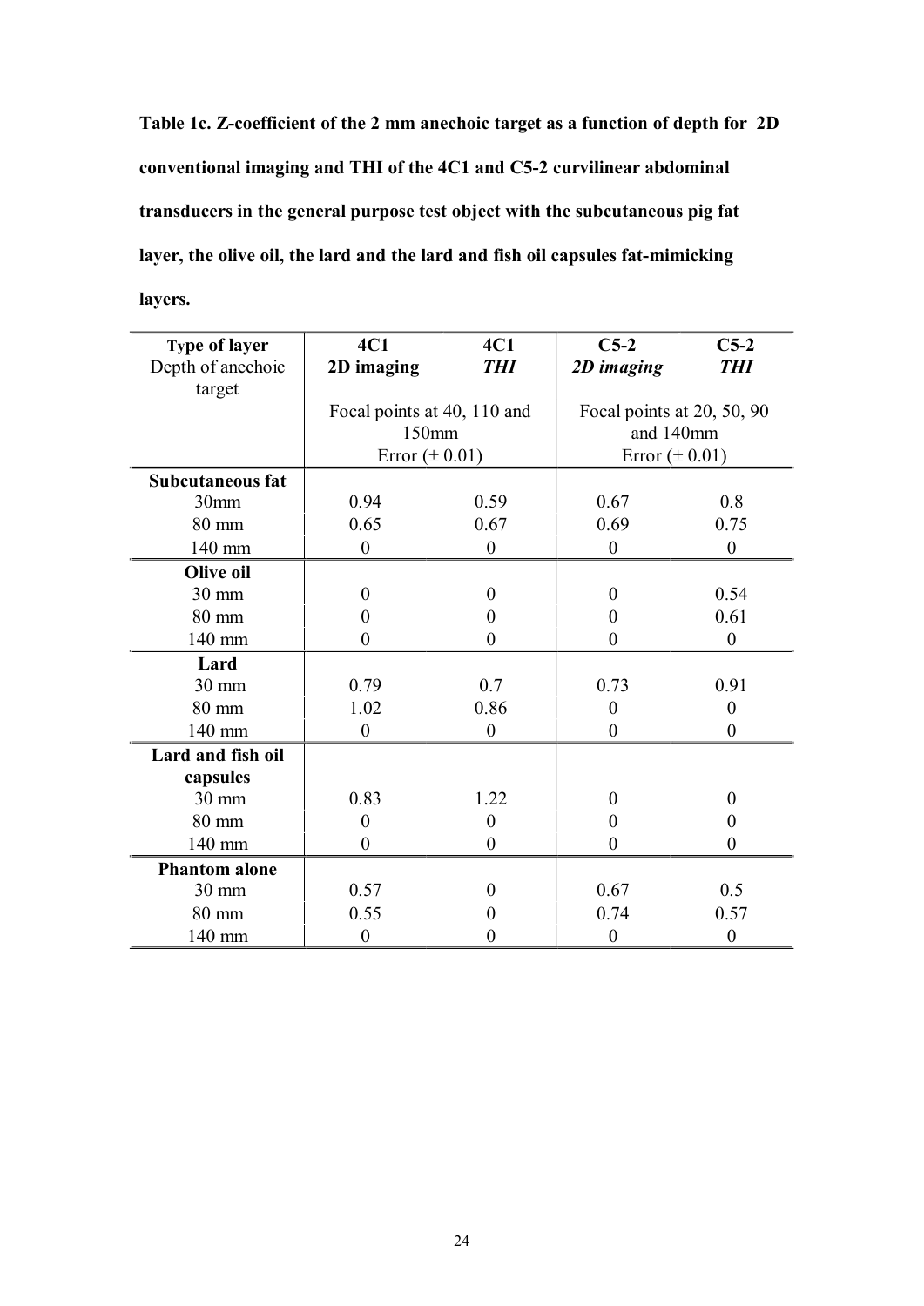**Table 1c. Z-coefficient of the 2 mm anechoic target as a function of depth for 2D conventional imaging and THI of the 4C1 and C5-2 curvilinear abdominal transducers in the general purpose test object with the subcutaneous pig fat layer, the olive oil, the lard and the lard and fish oil capsules fat-mimicking layers.**

| **Type of layer** Depth of anechoic target | **4C1 2D imaging** | **4C1 *THI*** | ***C5-2 2D imaging*** | **C5-2 *THI*** |
|---|---|---|---|---|
| | Focal points at 40, 110 and 150mm Error (± 0.01) | | Focal points at 20, 50, 90 and 140mm Error (± 0.01) | |
| **Subcutaneous fat** | | | | |
| 30mm | 0.94 | 0.59 | 0.67 | 0.8 |
| 80 mm | 0.65 | 0.67 | 0.69 | 0.75 |
| 140 mm | 0 | 0 | 0 | 0 |
| **Olive oil** | | | | |
| 30 mm | 0 | 0 | 0 | 0.54 |
| 80 mm | 0 | 0 | 0 | 0.61 |
| 140 mm | 0 | 0 | 0 | 0 |
| **Lard** | | | | |
| 30 mm | 0.79 | 0.7 | 0.73 | 0.91 |
| 80 mm | 1.02 | 0.86 | 0 | 0 |
| 140 mm | 0 | 0 | 0 | 0 |
| **Lard and fish oil capsules** | | | | |
| 30 mm | 0.83 | 1.22 | 0 | 0 |
| 80 mm | 0 | 0 | 0 | 0 |
| 140 mm | 0 | 0 | 0 | 0 |
| **Phantom alone** | | | | |
| 30 mm | 0.57 | 0 | 0.67 | 0.5 |
| 80 mm | 0.55 | 0 | 0.74 | 0.57 |
| 140 mm | 0 | 0 | 0 | 0 |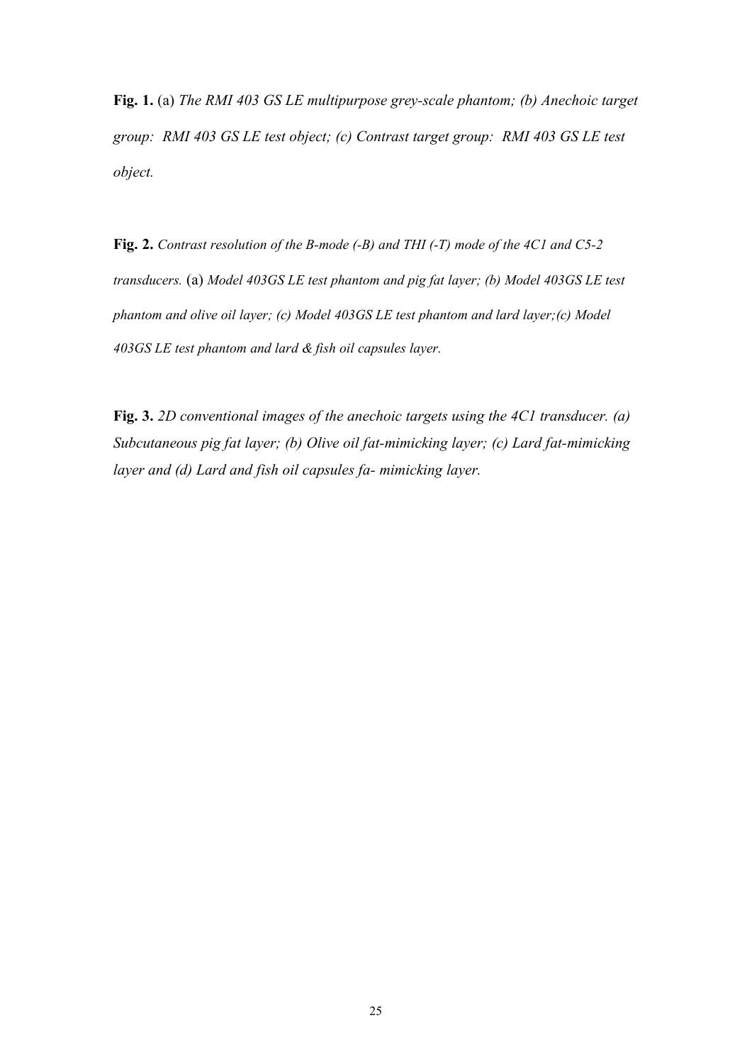**Fig. 1.** (a) *The RMI 403 GS LE multipurpose grey-scale phantom; (b) Anechoic target group: RMI 403 GS LE test object; (c) Contrast target group: RMI 403 GS LE test object.*

**Fig. 2.** *Contrast resolution of the B-mode (-B) and THI (-T) mode of the 4C1 and C5-2 transducers.* (a) *Model 403GS LE test phantom and pig fat layer; (b) Model 403GS LE test phantom and olive oil layer; (c) Model 403GS LE test phantom and lard layer;(c) Model 403GS LE test phantom and lard & fish oil capsules layer.*

**Fig. 3.** *2D conventional images of the anechoic targets using the 4C1 transducer. (a) Subcutaneous pig fat layer; (b) Olive oil fat-mimicking layer; (c) Lard fat-mimicking layer and (d) Lard and fish oil capsules fa- mimicking layer.*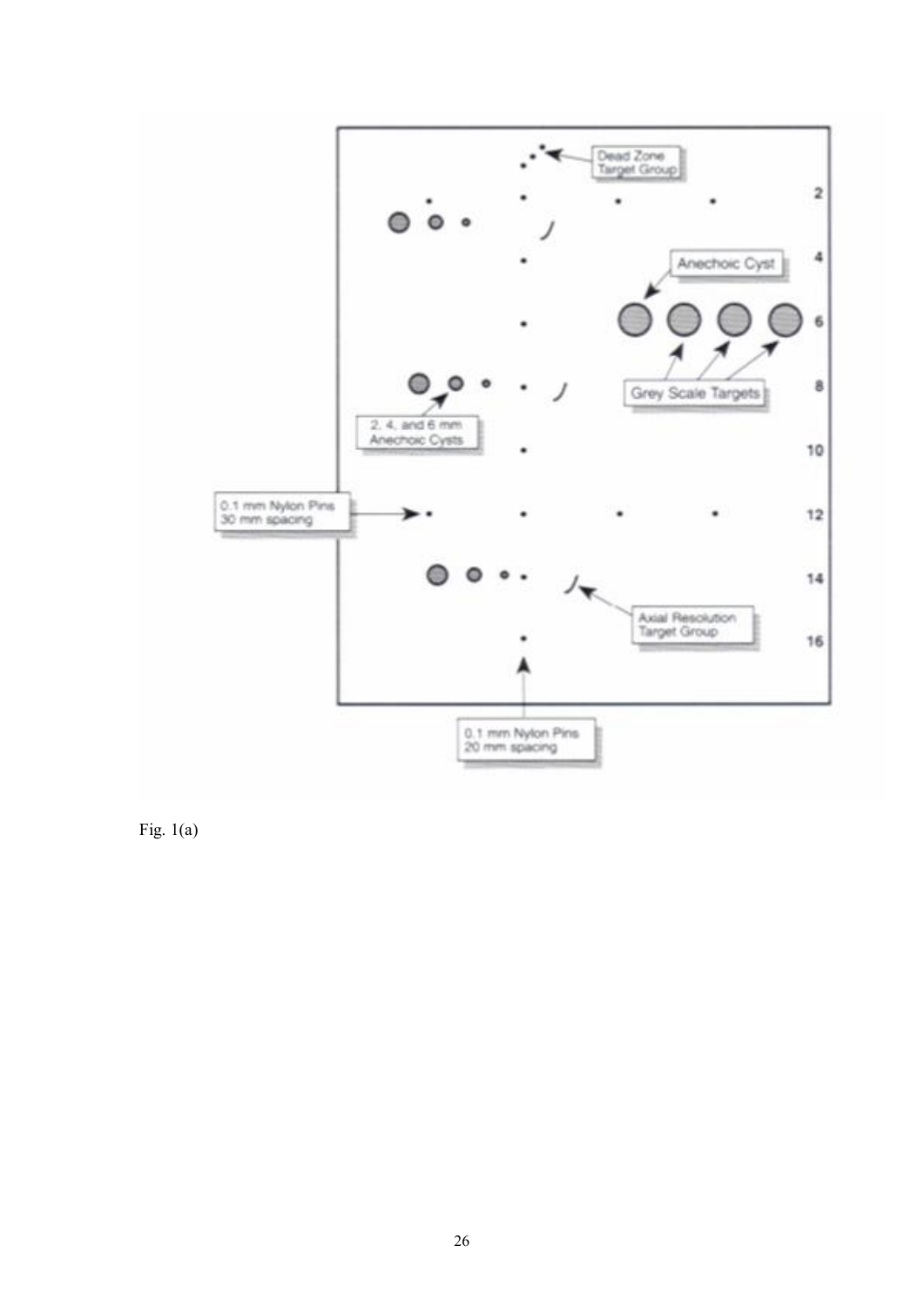Fig. 1(a)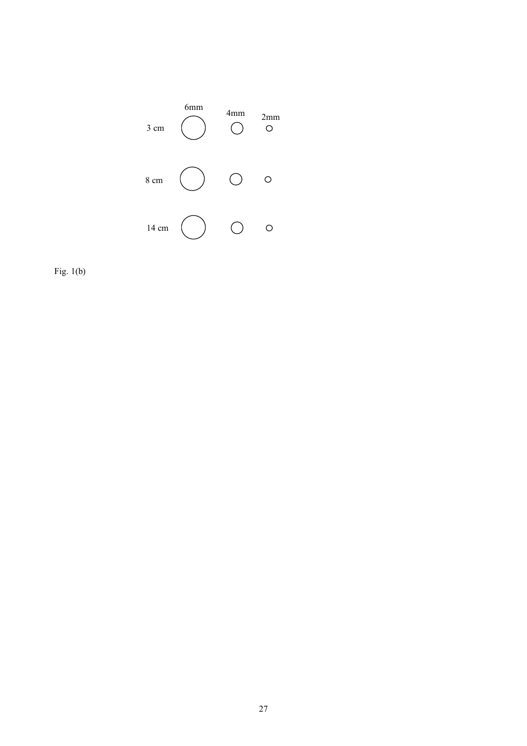6mm 4mm 2mm

3 cm

8 cm

14 cm

Fig. 1(b)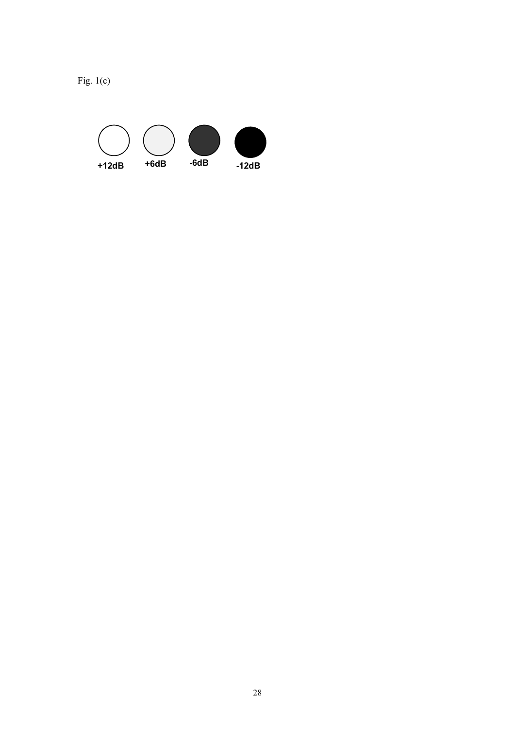Fig. 1(c)

+12dB +6dB -6dB -12dB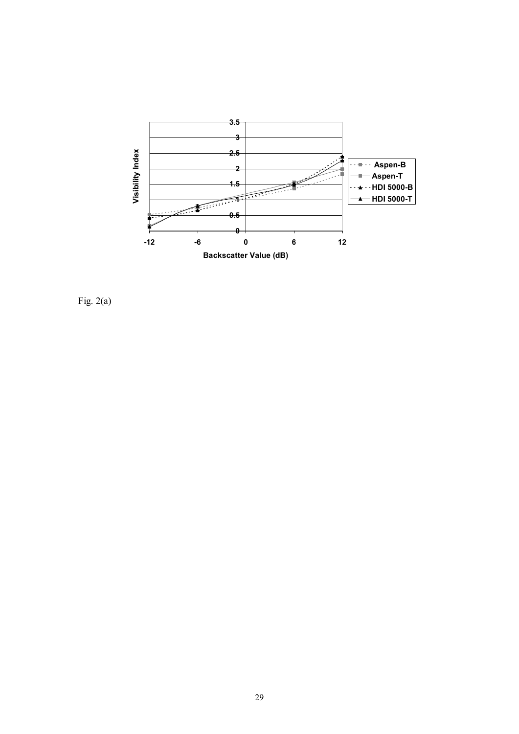Fig. 2(a)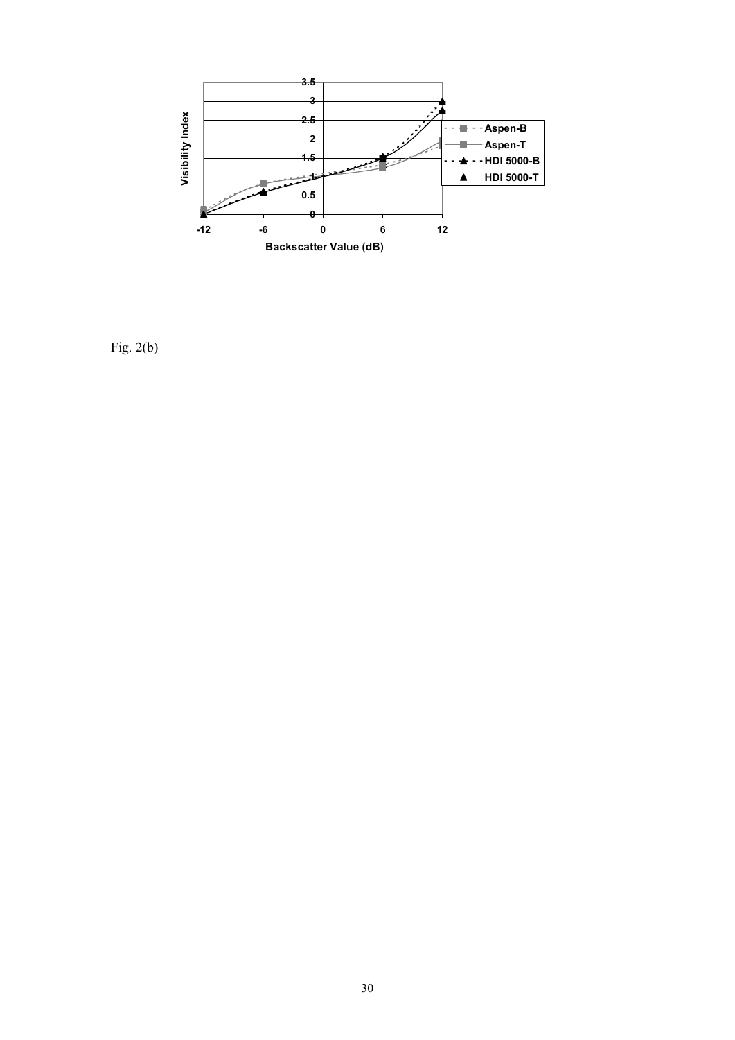Fig. 2(b)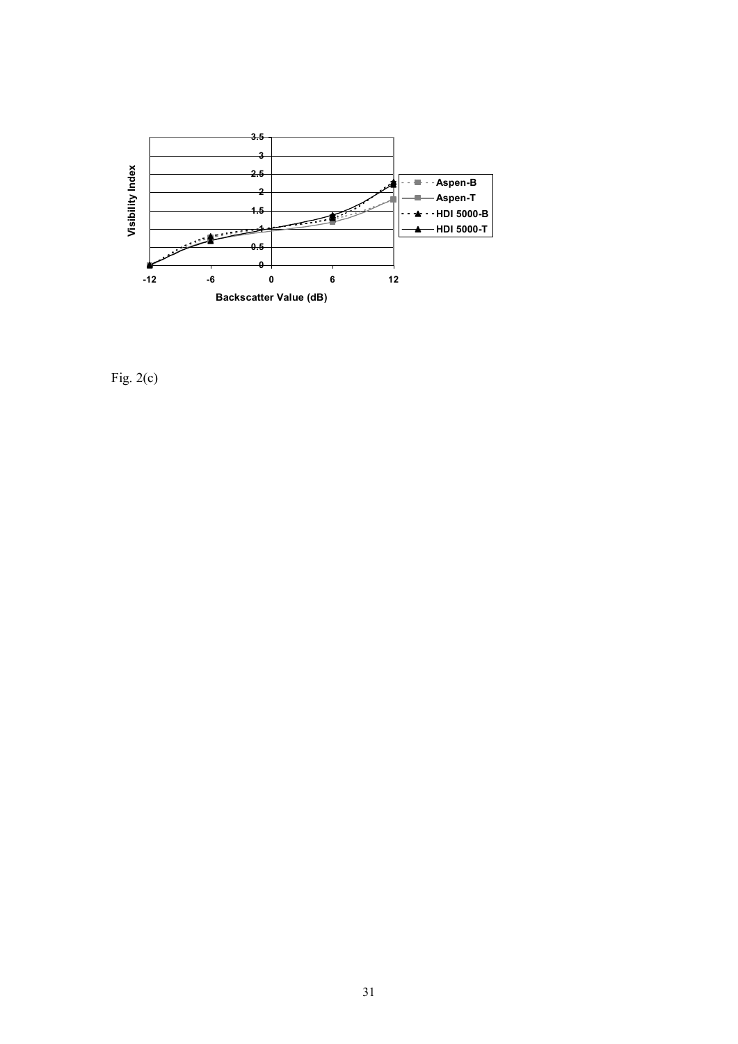Fig. 2(c)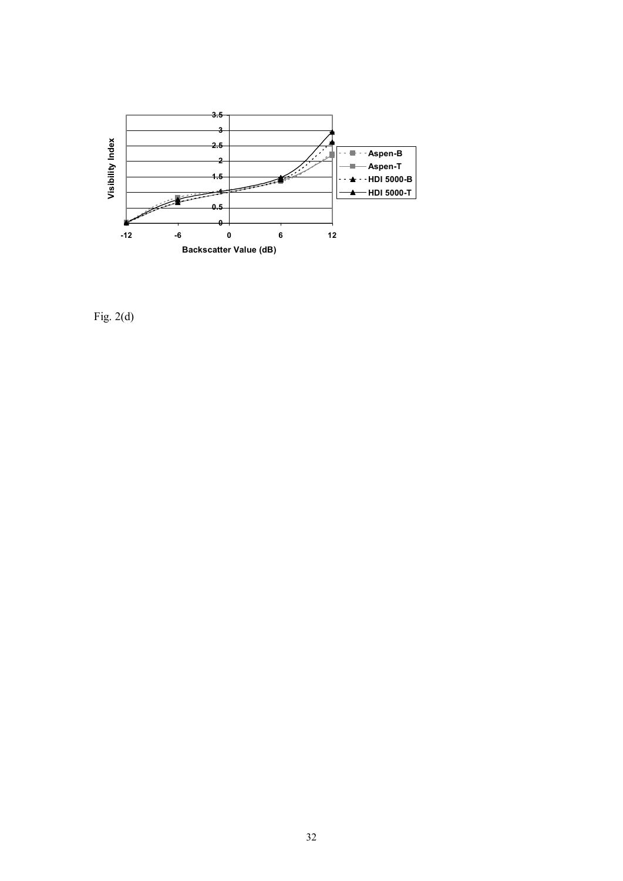Fig. 2(d)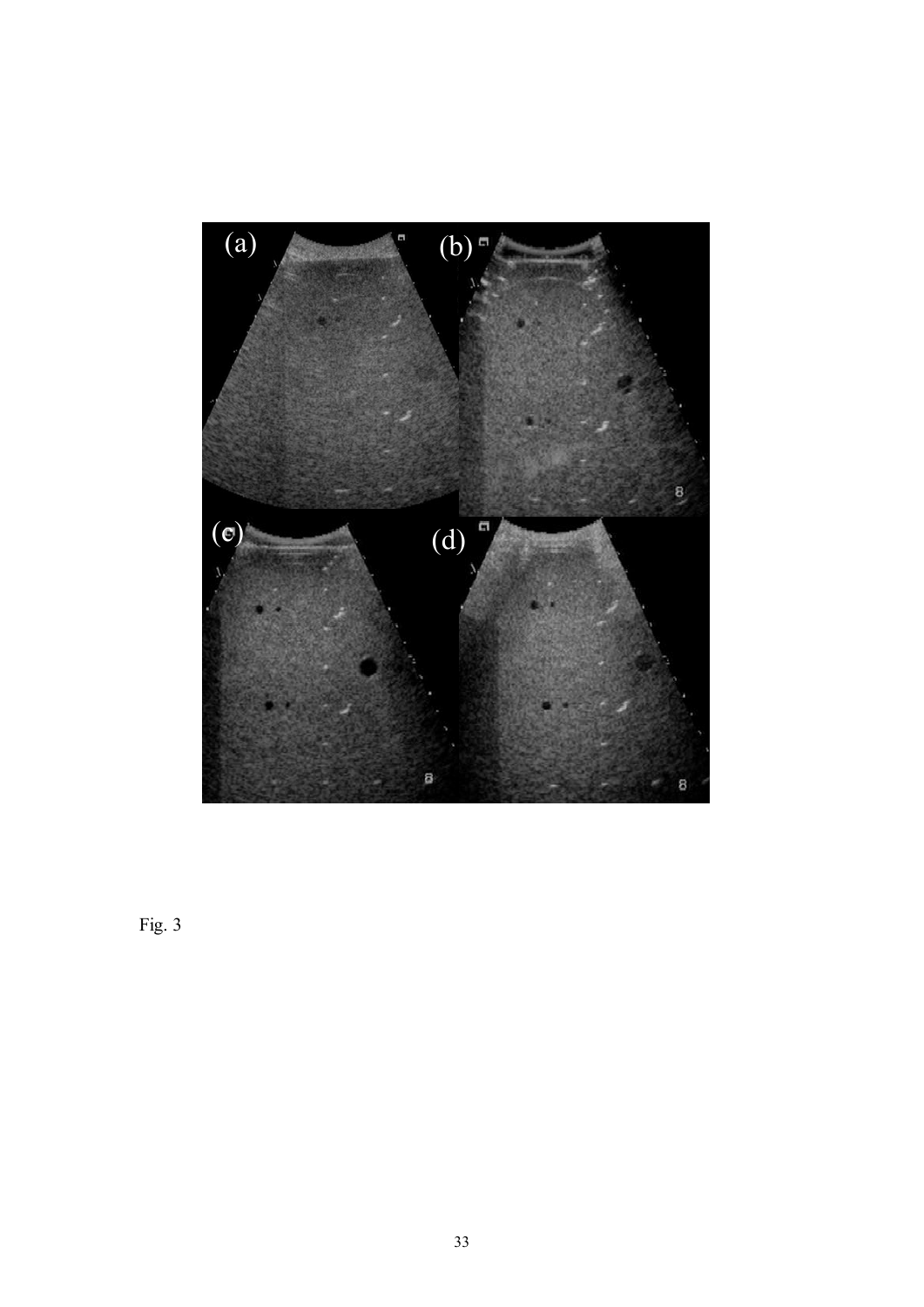(a)

(b)

(c)

(d)

Fig. 3